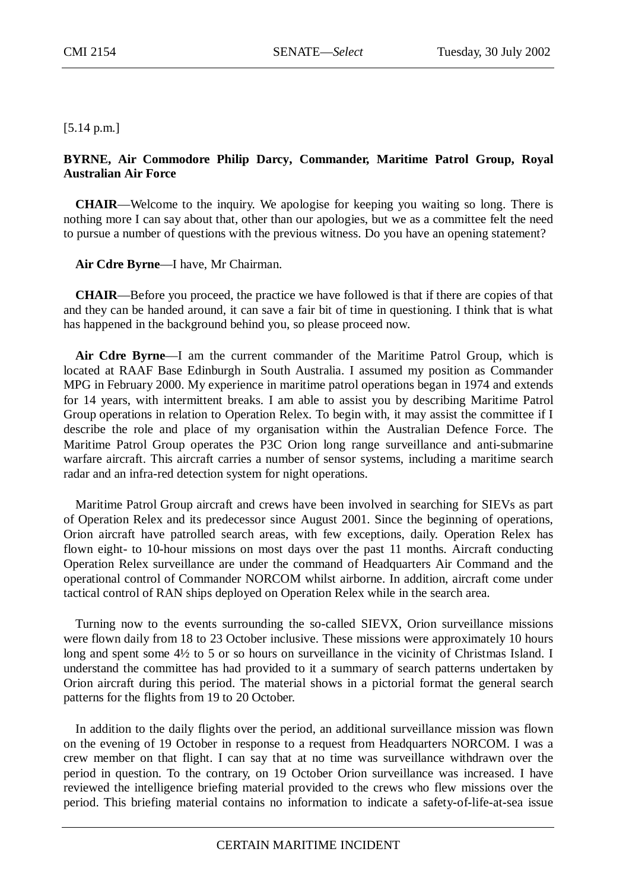[5.14 p.m.]

**BYRNE, Air Commodore Philip Darcy, Commander, Maritime Patrol Group, Royal Australian Air Force**

**CHAIR**—Welcome to the inquiry. We apologise for keeping you waiting so long. There is nothing more I can say about that, other than our apologies, but we as a committee felt the need to pursue a number of questions with the previous witness. Do you have an opening statement?

**Air Cdre Byrne**—I have, Mr Chairman.

**CHAIR**—Before you proceed, the practice we have followed is that if there are copies of that and they can be handed around, it can save a fair bit of time in questioning. I think that is what has happened in the background behind you, so please proceed now.

**Air Cdre Byrne**—I am the current commander of the Maritime Patrol Group, which is located at RAAF Base Edinburgh in South Australia. I assumed my position as Commander MPG in February 2000. My experience in maritime patrol operations began in 1974 and extends for 14 years, with intermittent breaks. I am able to assist you by describing Maritime Patrol Group operations in relation to Operation Relex. To begin with, it may assist the committee if I describe the role and place of my organisation within the Australian Defence Force. The Maritime Patrol Group operates the P3C Orion long range surveillance and anti-submarine warfare aircraft. This aircraft carries a number of sensor systems, including a maritime search radar and an infra-red detection system for night operations.

Maritime Patrol Group aircraft and crews have been involved in searching for SIEVs as part of Operation Relex and its predecessor since August 2001. Since the beginning of operations, Orion aircraft have patrolled search areas, with few exceptions, daily. Operation Relex has flown eight- to 10-hour missions on most days over the past 11 months. Aircraft conducting Operation Relex surveillance are under the command of Headquarters Air Command and the operational control of Commander NORCOM whilst airborne. In addition, aircraft come under tactical control of RAN ships deployed on Operation Relex while in the search area.

Turning now to the events surrounding the so-called SIEVX, Orion surveillance missions were flown daily from 18 to 23 October inclusive. These missions were approximately 10 hours long and spent some 4½ to 5 or so hours on surveillance in the vicinity of Christmas Island. I understand the committee has had provided to it a summary of search patterns undertaken by Orion aircraft during this period. The material shows in a pictorial format the general search patterns for the flights from 19 to 20 October.

In addition to the daily flights over the period, an additional surveillance mission was flown on the evening of 19 October in response to a request from Headquarters NORCOM. I was a crew member on that flight. I can say that at no time was surveillance withdrawn over the period in question. To the contrary, on 19 October Orion surveillance was increased. I have reviewed the intelligence briefing material provided to the crews who flew missions over the period. This briefing material contains no information to indicate a safety-of-life-at-sea issue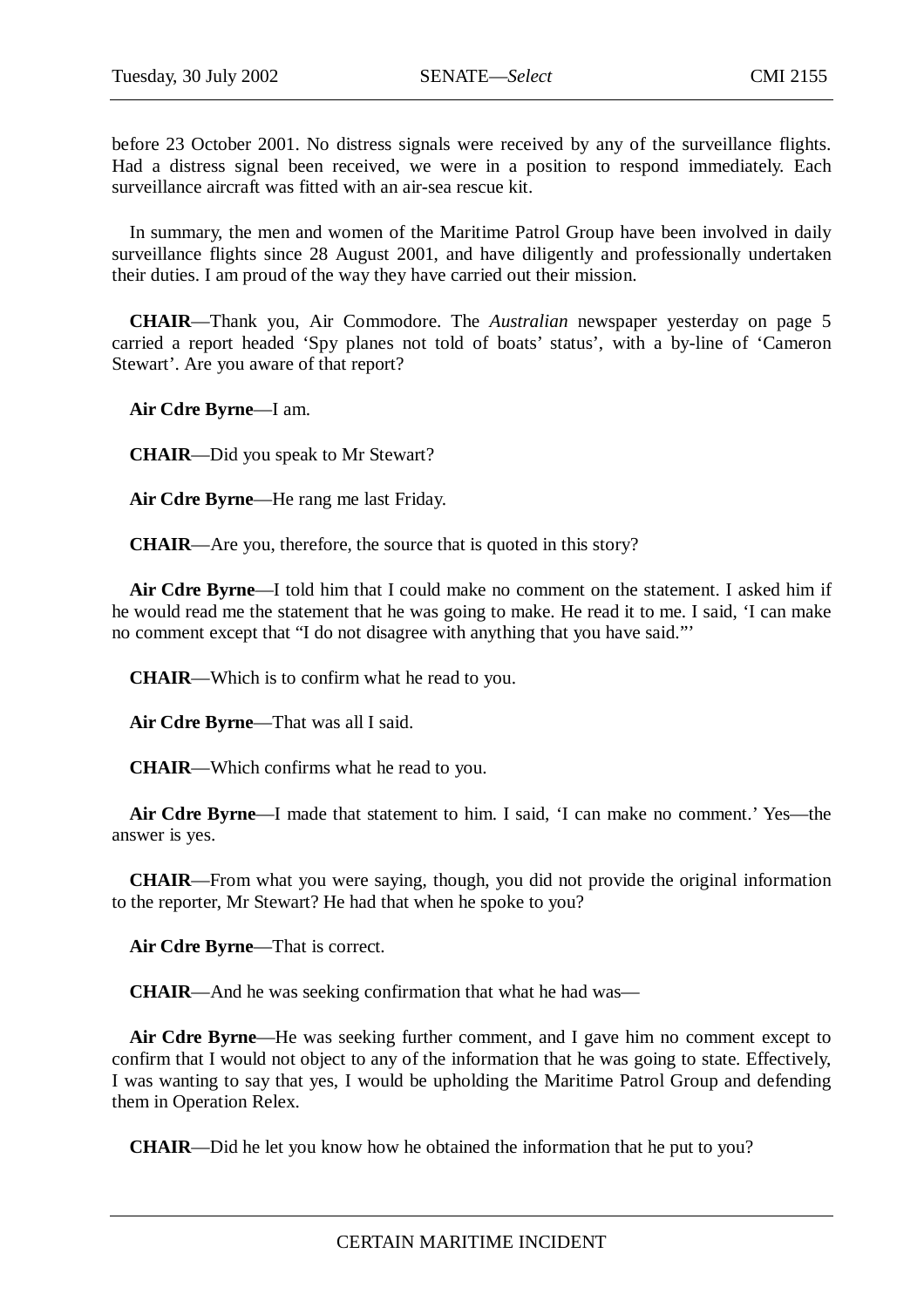before 23 October 2001. No distress signals were received by any of the surveillance flights. Had a distress signal been received, we were in a position to respond immediately. Each surveillance aircraft was fitted with an air-sea rescue kit.

In summary, the men and women of the Maritime Patrol Group have been involved in daily surveillance flights since 28 August 2001, and have diligently and professionally undertaken their duties. I am proud of the way they have carried out their mission.

**CHAIR**—Thank you, Air Commodore. The *Australian* newspaper yesterday on page 5 carried a report headed 'Spy planes not told of boats' status', with a by-line of 'Cameron Stewart'. Are you aware of that report?

**Air Cdre Byrne**—I am.

**CHAIR**—Did you speak to Mr Stewart?

**Air Cdre Byrne**—He rang me last Friday.

**CHAIR**—Are you, therefore, the source that is quoted in this story?

**Air Cdre Byrne**—I told him that I could make no comment on the statement. I asked him if he would read me the statement that he was going to make. He read it to me. I said, 'I can make no comment except that "I do not disagree with anything that you have said."'

**CHAIR**—Which is to confirm what he read to you.

**Air Cdre Byrne**—That was all I said.

**CHAIR**—Which confirms what he read to you.

**Air Cdre Byrne**—I made that statement to him. I said, 'I can make no comment.' Yes—the answer is yes.

**CHAIR**—From what you were saying, though, you did not provide the original information to the reporter, Mr Stewart? He had that when he spoke to you?

**Air Cdre Byrne**—That is correct.

**CHAIR**—And he was seeking confirmation that what he had was—

**Air Cdre Byrne**—He was seeking further comment, and I gave him no comment except to confirm that I would not object to any of the information that he was going to state. Effectively, I was wanting to say that yes, I would be upholding the Maritime Patrol Group and defending them in Operation Relex.

**CHAIR**—Did he let you know how he obtained the information that he put to you?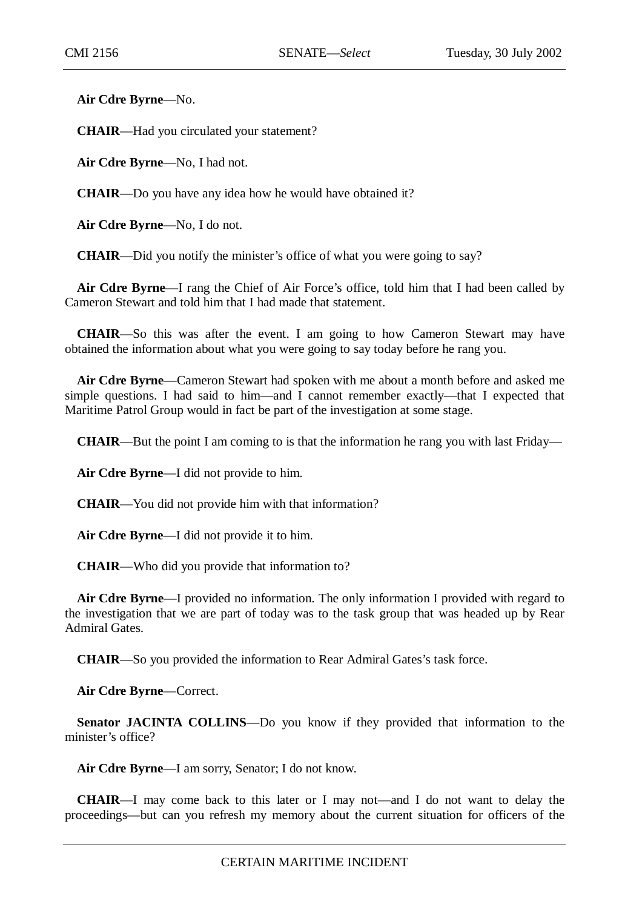**Air Cdre Byrne**—No.

**CHAIR**—Had you circulated your statement?

**Air Cdre Byrne**—No, I had not.

**CHAIR**—Do you have any idea how he would have obtained it?

**Air Cdre Byrne**—No, I do not.

**CHAIR**—Did you notify the minister's office of what you were going to say?

**Air Cdre Byrne**—I rang the Chief of Air Force's office, told him that I had been called by Cameron Stewart and told him that I had made that statement.

**CHAIR**—So this was after the event. I am going to how Cameron Stewart may have obtained the information about what you were going to say today before he rang you.

**Air Cdre Byrne**—Cameron Stewart had spoken with me about a month before and asked me simple questions. I had said to him—and I cannot remember exactly—that I expected that Maritime Patrol Group would in fact be part of the investigation at some stage.

**CHAIR**—But the point I am coming to is that the information he rang you with last Friday—

**Air Cdre Byrne**—I did not provide to him.

**CHAIR**—You did not provide him with that information?

**Air Cdre Byrne**—I did not provide it to him.

**CHAIR**—Who did you provide that information to?

**Air Cdre Byrne**—I provided no information. The only information I provided with regard to the investigation that we are part of today was to the task group that was headed up by Rear Admiral Gates.

**CHAIR**—So you provided the information to Rear Admiral Gates's task force.

**Air Cdre Byrne**—Correct.

**Senator JACINTA COLLINS**—Do you know if they provided that information to the minister's office?

**Air Cdre Byrne**—I am sorry, Senator; I do not know.

**CHAIR**—I may come back to this later or I may not—and I do not want to delay the proceedings—but can you refresh my memory about the current situation for officers of the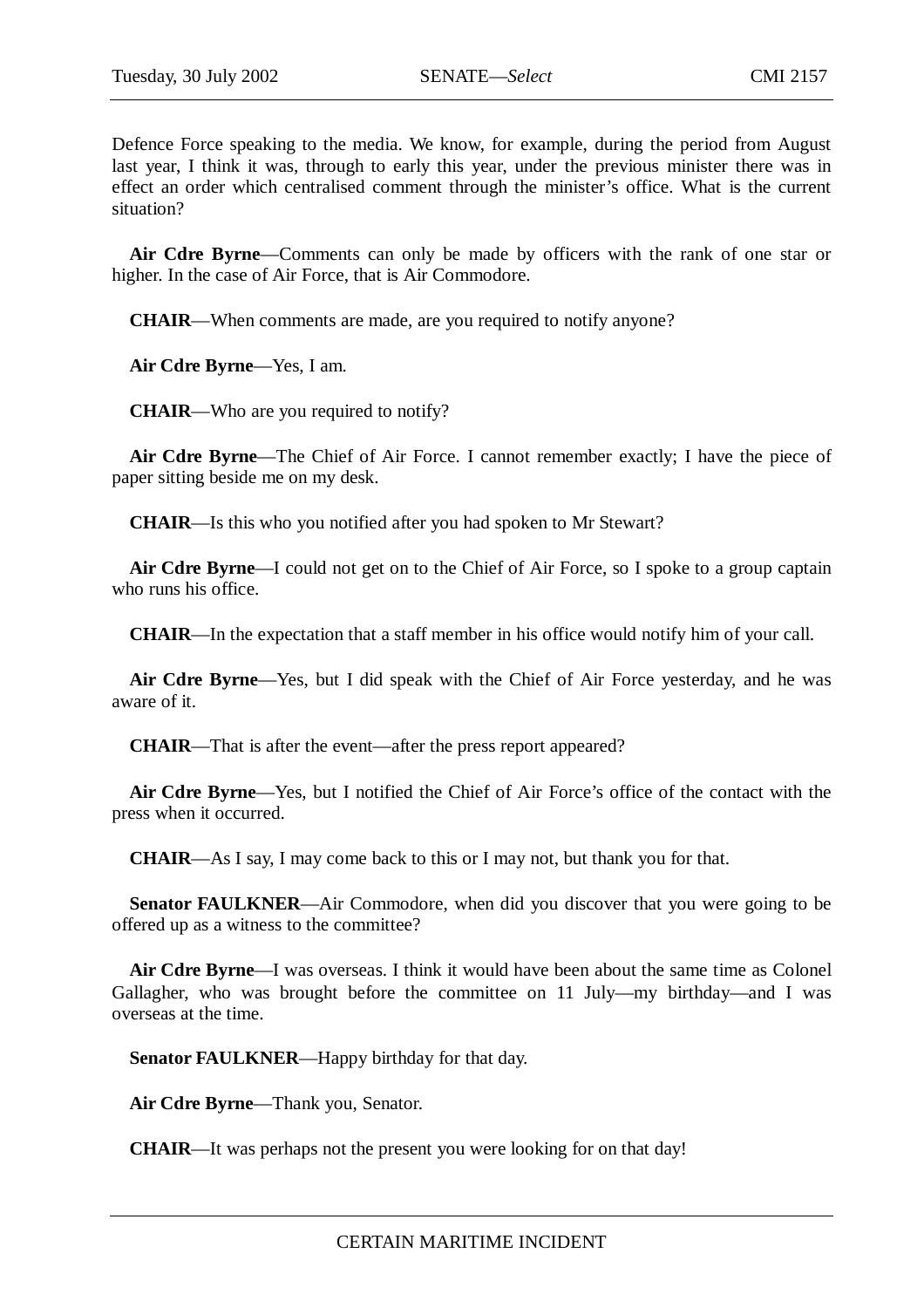Defence Force speaking to the media. We know, for example, during the period from August last year, I think it was, through to early this year, under the previous minister there was in effect an order which centralised comment through the minister's office. What is the current situation?

**Air Cdre Byrne**—Comments can only be made by officers with the rank of one star or higher. In the case of Air Force, that is Air Commodore.

**CHAIR**—When comments are made, are you required to notify anyone?

**Air Cdre Byrne**—Yes, I am.

**CHAIR**—Who are you required to notify?

**Air Cdre Byrne**—The Chief of Air Force. I cannot remember exactly; I have the piece of paper sitting beside me on my desk.

**CHAIR**—Is this who you notified after you had spoken to Mr Stewart?

**Air Cdre Byrne**—I could not get on to the Chief of Air Force, so I spoke to a group captain who runs his office.

**CHAIR**—In the expectation that a staff member in his office would notify him of your call.

**Air Cdre Byrne**—Yes, but I did speak with the Chief of Air Force yesterday, and he was aware of it.

**CHAIR**—That is after the event—after the press report appeared?

**Air Cdre Byrne**—Yes, but I notified the Chief of Air Force's office of the contact with the press when it occurred.

**CHAIR**—As I say, I may come back to this or I may not, but thank you for that.

**Senator FAULKNER**—Air Commodore, when did you discover that you were going to be offered up as a witness to the committee?

**Air Cdre Byrne**—I was overseas. I think it would have been about the same time as Colonel Gallagher, who was brought before the committee on 11 July—my birthday—and I was overseas at the time.

**Senator FAULKNER**—Happy birthday for that day.

**Air Cdre Byrne**—Thank you, Senator.

**CHAIR**—It was perhaps not the present you were looking for on that day!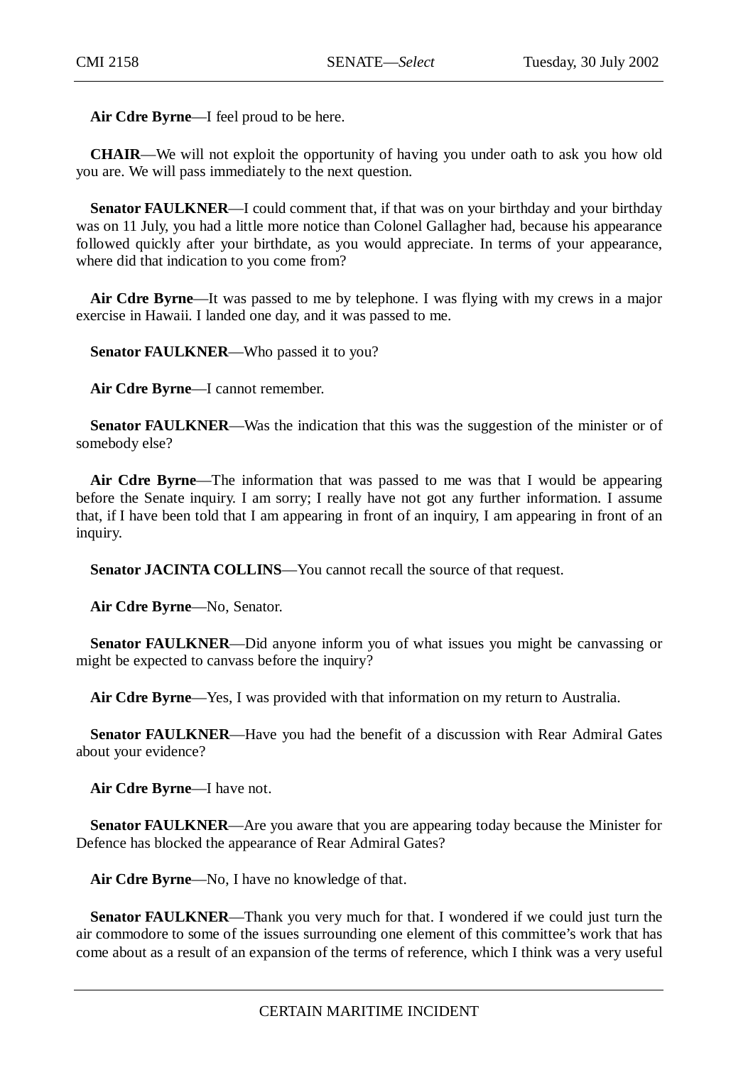**Air Cdre Byrne**—I feel proud to be here.

**CHAIR**—We will not exploit the opportunity of having you under oath to ask you how old you are. We will pass immediately to the next question.

**Senator FAULKNER**—I could comment that, if that was on your birthday and your birthday was on 11 July, you had a little more notice than Colonel Gallagher had, because his appearance followed quickly after your birthdate, as you would appreciate. In terms of your appearance, where did that indication to you come from?

**Air Cdre Byrne**—It was passed to me by telephone. I was flying with my crews in a major exercise in Hawaii. I landed one day, and it was passed to me.

**Senator FAULKNER**—Who passed it to you?

**Air Cdre Byrne**—I cannot remember.

**Senator FAULKNER**—Was the indication that this was the suggestion of the minister or of somebody else?

**Air Cdre Byrne**—The information that was passed to me was that I would be appearing before the Senate inquiry. I am sorry; I really have not got any further information. I assume that, if I have been told that I am appearing in front of an inquiry, I am appearing in front of an inquiry.

**Senator JACINTA COLLINS**—You cannot recall the source of that request.

**Air Cdre Byrne**—No, Senator.

**Senator FAULKNER**—Did anyone inform you of what issues you might be canvassing or might be expected to canvass before the inquiry?

**Air Cdre Byrne**—Yes, I was provided with that information on my return to Australia.

**Senator FAULKNER**—Have you had the benefit of a discussion with Rear Admiral Gates about your evidence?

**Air Cdre Byrne**—I have not.

**Senator FAULKNER**—Are you aware that you are appearing today because the Minister for Defence has blocked the appearance of Rear Admiral Gates?

**Air Cdre Byrne**—No, I have no knowledge of that.

**Senator FAULKNER**—Thank you very much for that. I wondered if we could just turn the air commodore to some of the issues surrounding one element of this committee's work that has come about as a result of an expansion of the terms of reference, which I think was a very useful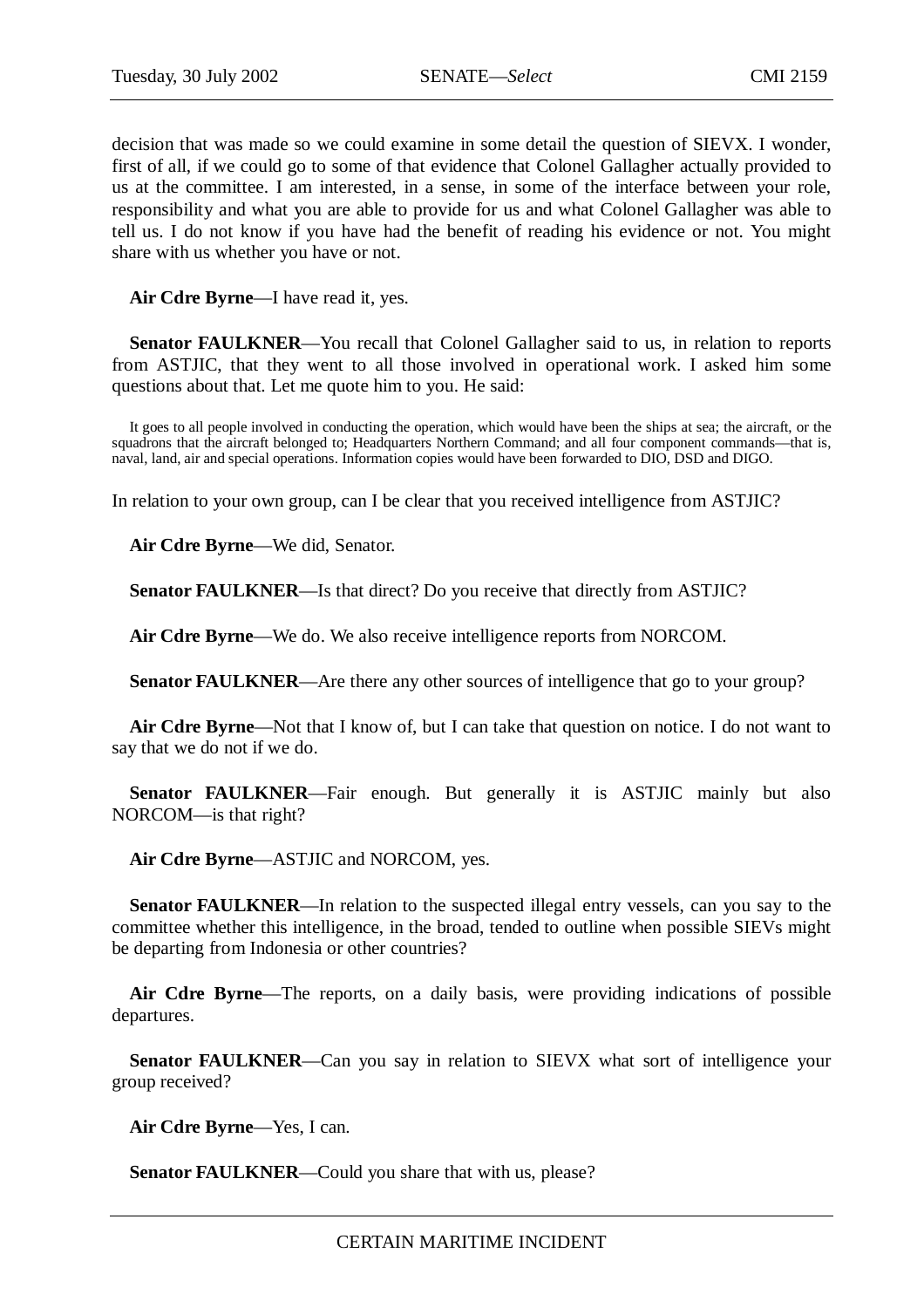decision that was made so we could examine in some detail the question of SIEVX. I wonder, first of all, if we could go to some of that evidence that Colonel Gallagher actually provided to us at the committee. I am interested, in a sense, in some of the interface between your role, responsibility and what you are able to provide for us and what Colonel Gallagher was able to tell us. I do not know if you have had the benefit of reading his evidence or not. You might share with us whether you have or not.

**Air Cdre Byrne**—I have read it, yes.

**Senator FAULKNER**—You recall that Colonel Gallagher said to us, in relation to reports from ASTJIC, that they went to all those involved in operational work. I asked him some questions about that. Let me quote him to you. He said:

> It goes to all people involved in conducting the operation, which would have been the ships at sea; the aircraft, or the squadrons that the aircraft belonged to; Headquarters Northern Command; and all four component commands—that is, naval, land, air and special operations. Information copies would have been forwarded to DIO, DSD and DIGO.

In relation to your own group, can I be clear that you received intelligence from ASTJIC?

**Air Cdre Byrne**—We did, Senator.

**Senator FAULKNER**—Is that direct? Do you receive that directly from ASTJIC?

**Air Cdre Byrne**—We do. We also receive intelligence reports from NORCOM.

**Senator FAULKNER**—Are there any other sources of intelligence that go to your group?

**Air Cdre Byrne**—Not that I know of, but I can take that question on notice. I do not want to say that we do not if we do.

**Senator FAULKNER**—Fair enough. But generally it is ASTJIC mainly but also NORCOM—is that right?

**Air Cdre Byrne**—ASTJIC and NORCOM, yes.

**Senator FAULKNER**—In relation to the suspected illegal entry vessels, can you say to the committee whether this intelligence, in the broad, tended to outline when possible SIEVs might be departing from Indonesia or other countries?

**Air Cdre Byrne**—The reports, on a daily basis, were providing indications of possible departures.

**Senator FAULKNER**—Can you say in relation to SIEVX what sort of intelligence your group received?

**Air Cdre Byrne**—Yes, I can.

**Senator FAULKNER**—Could you share that with us, please?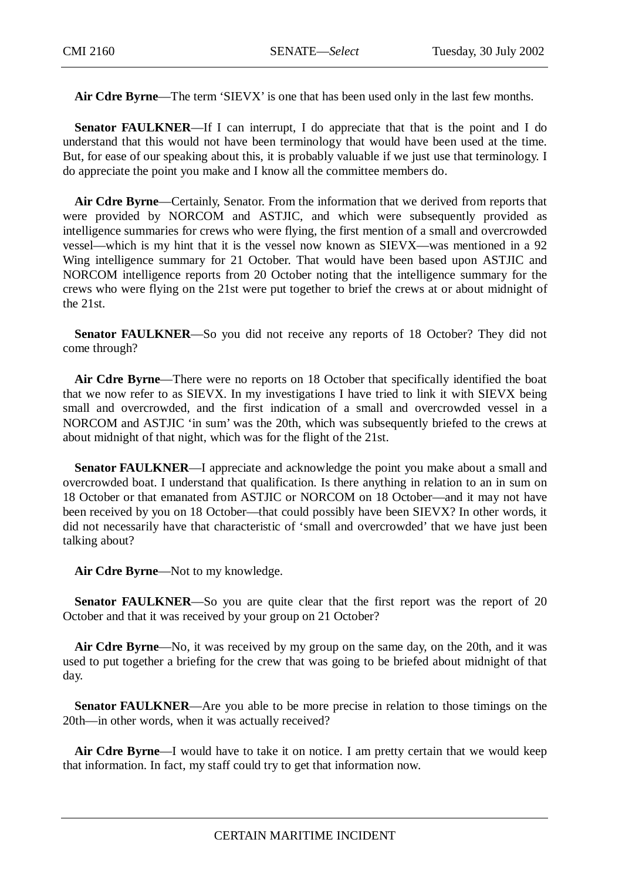**Air Cdre Byrne**—The term 'SIEVX' is one that has been used only in the last few months.

**Senator FAULKNER**—If I can interrupt, I do appreciate that that is the point and I do understand that this would not have been terminology that would have been used at the time. But, for ease of our speaking about this, it is probably valuable if we just use that terminology. I do appreciate the point you make and I know all the committee members do.

**Air Cdre Byrne**—Certainly, Senator. From the information that we derived from reports that were provided by NORCOM and ASTJIC, and which were subsequently provided as intelligence summaries for crews who were flying, the first mention of a small and overcrowded vessel—which is my hint that it is the vessel now known as SIEVX—was mentioned in a 92 Wing intelligence summary for 21 October. That would have been based upon ASTJIC and NORCOM intelligence reports from 20 October noting that the intelligence summary for the crews who were flying on the 21st were put together to brief the crews at or about midnight of the 21st.

**Senator FAULKNER**—So you did not receive any reports of 18 October? They did not come through?

**Air Cdre Byrne**—There were no reports on 18 October that specifically identified the boat that we now refer to as SIEVX. In my investigations I have tried to link it with SIEVX being small and overcrowded, and the first indication of a small and overcrowded vessel in a NORCOM and ASTJIC 'in sum' was the 20th, which was subsequently briefed to the crews at about midnight of that night, which was for the flight of the 21st.

**Senator FAULKNER**—I appreciate and acknowledge the point you make about a small and overcrowded boat. I understand that qualification. Is there anything in relation to an in sum on 18 October or that emanated from ASTJIC or NORCOM on 18 October—and it may not have been received by you on 18 October—that could possibly have been SIEVX? In other words, it did not necessarily have that characteristic of 'small and overcrowded' that we have just been talking about?

**Air Cdre Byrne**—Not to my knowledge.

**Senator FAULKNER**—So you are quite clear that the first report was the report of 20 October and that it was received by your group on 21 October?

**Air Cdre Byrne**—No, it was received by my group on the same day, on the 20th, and it was used to put together a briefing for the crew that was going to be briefed about midnight of that day.

**Senator FAULKNER**—Are you able to be more precise in relation to those timings on the 20th—in other words, when it was actually received?

**Air Cdre Byrne**—I would have to take it on notice. I am pretty certain that we would keep that information. In fact, my staff could try to get that information now.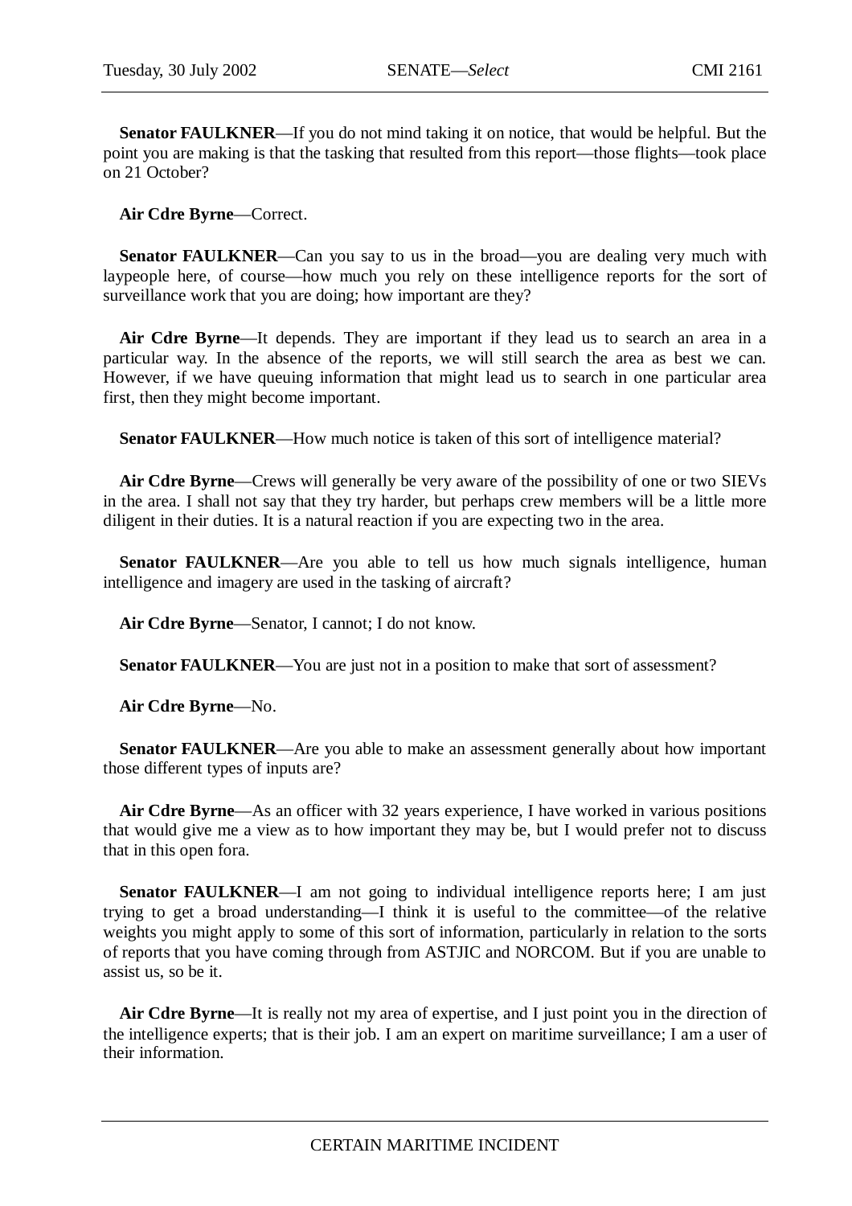**Senator FAULKNER**—If you do not mind taking it on notice, that would be helpful. But the point you are making is that the tasking that resulted from this report—those flights—took place on 21 October?

**Air Cdre Byrne**—Correct.

**Senator FAULKNER**—Can you say to us in the broad—you are dealing very much with laypeople here, of course—how much you rely on these intelligence reports for the sort of surveillance work that you are doing; how important are they?

**Air Cdre Byrne**—It depends. They are important if they lead us to search an area in a particular way. In the absence of the reports, we will still search the area as best we can. However, if we have queuing information that might lead us to search in one particular area first, then they might become important.

**Senator FAULKNER**—How much notice is taken of this sort of intelligence material?

**Air Cdre Byrne**—Crews will generally be very aware of the possibility of one or two SIEVs in the area. I shall not say that they try harder, but perhaps crew members will be a little more diligent in their duties. It is a natural reaction if you are expecting two in the area.

**Senator FAULKNER**—Are you able to tell us how much signals intelligence, human intelligence and imagery are used in the tasking of aircraft?

**Air Cdre Byrne**—Senator, I cannot; I do not know.

**Senator FAULKNER**—You are just not in a position to make that sort of assessment?

**Air Cdre Byrne**—No.

**Senator FAULKNER**—Are you able to make an assessment generally about how important those different types of inputs are?

**Air Cdre Byrne**—As an officer with 32 years experience, I have worked in various positions that would give me a view as to how important they may be, but I would prefer not to discuss that in this open fora.

**Senator FAULKNER**—I am not going to individual intelligence reports here; I am just trying to get a broad understanding—I think it is useful to the committee—of the relative weights you might apply to some of this sort of information, particularly in relation to the sorts of reports that you have coming through from ASTJIC and NORCOM. But if you are unable to assist us, so be it.

**Air Cdre Byrne**—It is really not my area of expertise, and I just point you in the direction of the intelligence experts; that is their job. I am an expert on maritime surveillance; I am a user of their information.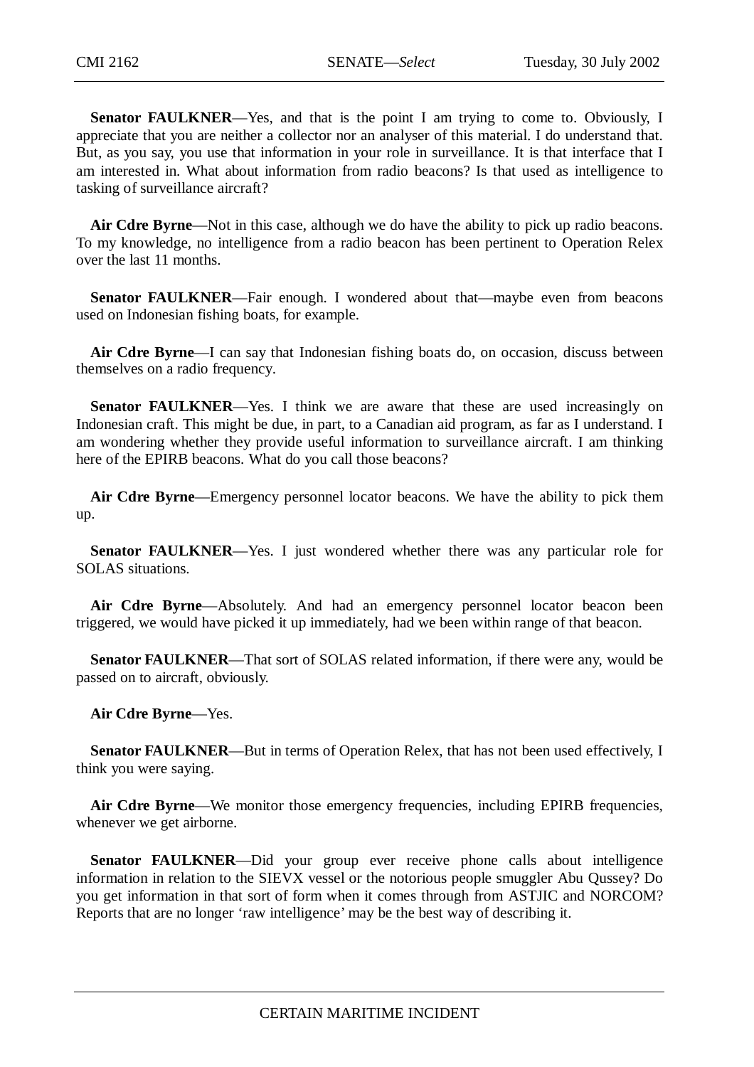**Senator FAULKNER**—Yes, and that is the point I am trying to come to. Obviously, I appreciate that you are neither a collector nor an analyser of this material. I do understand that. But, as you say, you use that information in your role in surveillance. It is that interface that I am interested in. What about information from radio beacons? Is that used as intelligence to tasking of surveillance aircraft?

**Air Cdre Byrne**—Not in this case, although we do have the ability to pick up radio beacons. To my knowledge, no intelligence from a radio beacon has been pertinent to Operation Relex over the last 11 months.

**Senator FAULKNER**—Fair enough. I wondered about that—maybe even from beacons used on Indonesian fishing boats, for example.

**Air Cdre Byrne**—I can say that Indonesian fishing boats do, on occasion, discuss between themselves on a radio frequency.

**Senator FAULKNER**—Yes. I think we are aware that these are used increasingly on Indonesian craft. This might be due, in part, to a Canadian aid program, as far as I understand. I am wondering whether they provide useful information to surveillance aircraft. I am thinking here of the EPIRB beacons. What do you call those beacons?

**Air Cdre Byrne**—Emergency personnel locator beacons. We have the ability to pick them up.

**Senator FAULKNER**—Yes. I just wondered whether there was any particular role for SOLAS situations.

**Air Cdre Byrne**—Absolutely. And had an emergency personnel locator beacon been triggered, we would have picked it up immediately, had we been within range of that beacon.

**Senator FAULKNER**—That sort of SOLAS related information, if there were any, would be passed on to aircraft, obviously.

**Air Cdre Byrne**—Yes.

**Senator FAULKNER**—But in terms of Operation Relex, that has not been used effectively, I think you were saying.

**Air Cdre Byrne**—We monitor those emergency frequencies, including EPIRB frequencies, whenever we get airborne.

**Senator FAULKNER**—Did your group ever receive phone calls about intelligence information in relation to the SIEVX vessel or the notorious people smuggler Abu Qussey? Do you get information in that sort of form when it comes through from ASTJIC and NORCOM? Reports that are no longer 'raw intelligence' may be the best way of describing it.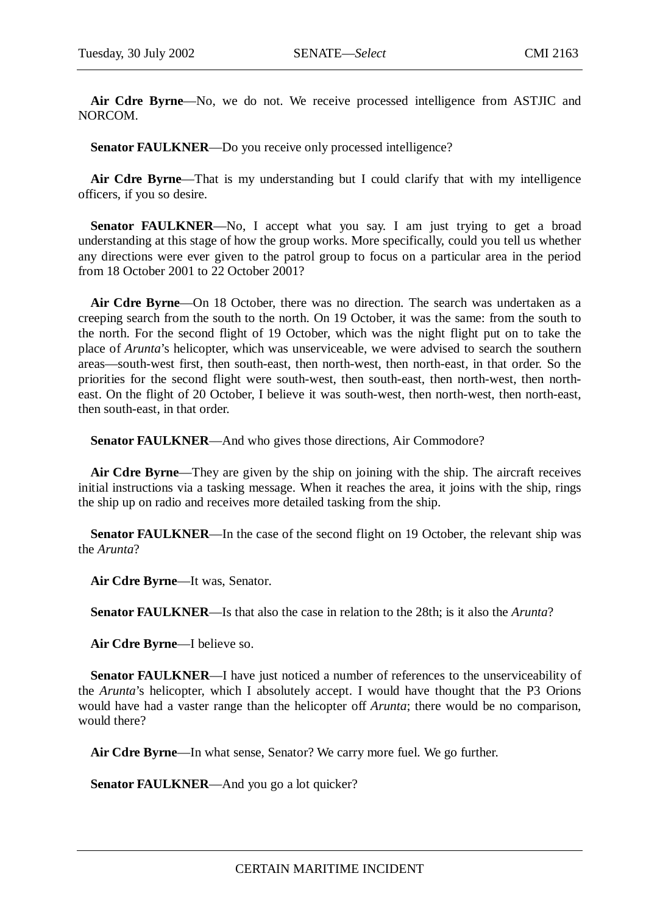**Air Cdre Byrne**—No, we do not. We receive processed intelligence from ASTJIC and NORCOM.

**Senator FAULKNER**—Do you receive only processed intelligence?

**Air Cdre Byrne**—That is my understanding but I could clarify that with my intelligence officers, if you so desire.

**Senator FAULKNER**—No, I accept what you say. I am just trying to get a broad understanding at this stage of how the group works. More specifically, could you tell us whether any directions were ever given to the patrol group to focus on a particular area in the period from 18 October 2001 to 22 October 2001?

**Air Cdre Byrne**—On 18 October, there was no direction. The search was undertaken as a creeping search from the south to the north. On 19 October, it was the same: from the south to the north. For the second flight of 19 October, which was the night flight put on to take the place of *Arunta*'s helicopter, which was unserviceable, we were advised to search the southern areas—south-west first, then south-east, then north-west, then north-east, in that order. So the priorities for the second flight were south-west, then south-east, then north-west, then north-east. On the flight of 20 October, I believe it was south-west, then north-west, then north-east, then south-east, in that order.

**Senator FAULKNER**—And who gives those directions, Air Commodore?

**Air Cdre Byrne**—They are given by the ship on joining with the ship. The aircraft receives initial instructions via a tasking message. When it reaches the area, it joins with the ship, rings the ship up on radio and receives more detailed tasking from the ship.

**Senator FAULKNER**—In the case of the second flight on 19 October, the relevant ship was the *Arunta*?

**Air Cdre Byrne**—It was, Senator.

**Senator FAULKNER**—Is that also the case in relation to the 28th; is it also the *Arunta*?

**Air Cdre Byrne**—I believe so.

**Senator FAULKNER**—I have just noticed a number of references to the unserviceability of the *Arunta*'s helicopter, which I absolutely accept. I would have thought that the P3 Orions would have had a vaster range than the helicopter off *Arunta*; there would be no comparison, would there?

**Air Cdre Byrne**—In what sense, Senator? We carry more fuel. We go further.

**Senator FAULKNER**—And you go a lot quicker?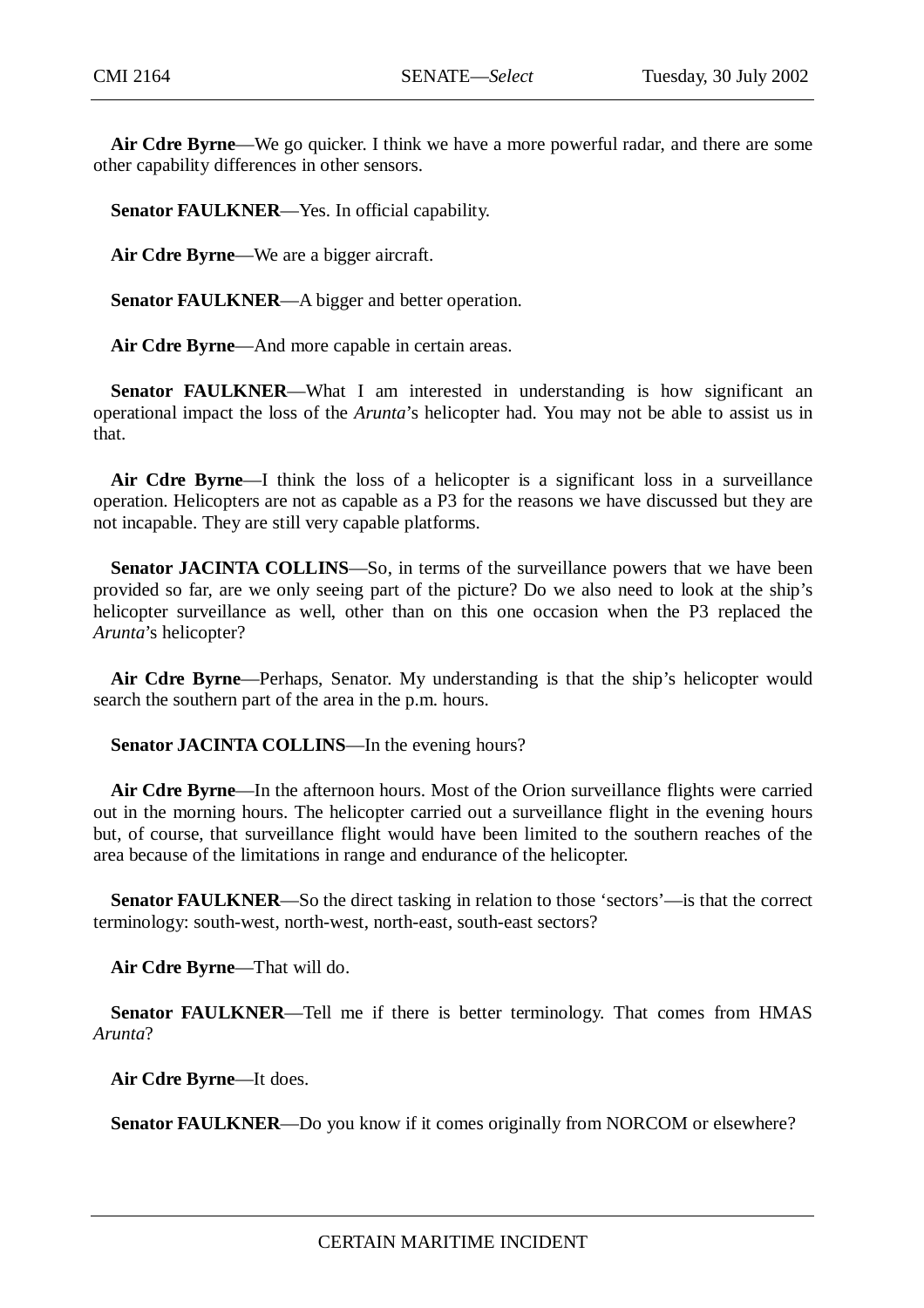**Air Cdre Byrne**—We go quicker. I think we have a more powerful radar, and there are some other capability differences in other sensors.

**Senator FAULKNER**—Yes. In official capability.

**Air Cdre Byrne**—We are a bigger aircraft.

**Senator FAULKNER**—A bigger and better operation.

**Air Cdre Byrne**—And more capable in certain areas.

**Senator FAULKNER**—What I am interested in understanding is how significant an operational impact the loss of the *Arunta*'s helicopter had. You may not be able to assist us in that.

**Air Cdre Byrne**—I think the loss of a helicopter is a significant loss in a surveillance operation. Helicopters are not as capable as a P3 for the reasons we have discussed but they are not incapable. They are still very capable platforms.

**Senator JACINTA COLLINS**—So, in terms of the surveillance powers that we have been provided so far, are we only seeing part of the picture? Do we also need to look at the ship's helicopter surveillance as well, other than on this one occasion when the P3 replaced the *Arunta*'s helicopter?

**Air Cdre Byrne**—Perhaps, Senator. My understanding is that the ship's helicopter would search the southern part of the area in the p.m. hours.

**Senator JACINTA COLLINS**—In the evening hours?

**Air Cdre Byrne**—In the afternoon hours. Most of the Orion surveillance flights were carried out in the morning hours. The helicopter carried out a surveillance flight in the evening hours but, of course, that surveillance flight would have been limited to the southern reaches of the area because of the limitations in range and endurance of the helicopter.

**Senator FAULKNER**—So the direct tasking in relation to those 'sectors'—is that the correct terminology: south-west, north-west, north-east, south-east sectors?

**Air Cdre Byrne**—That will do.

**Senator FAULKNER**—Tell me if there is better terminology. That comes from HMAS *Arunta*?

**Air Cdre Byrne**—It does.

**Senator FAULKNER**—Do you know if it comes originally from NORCOM or elsewhere?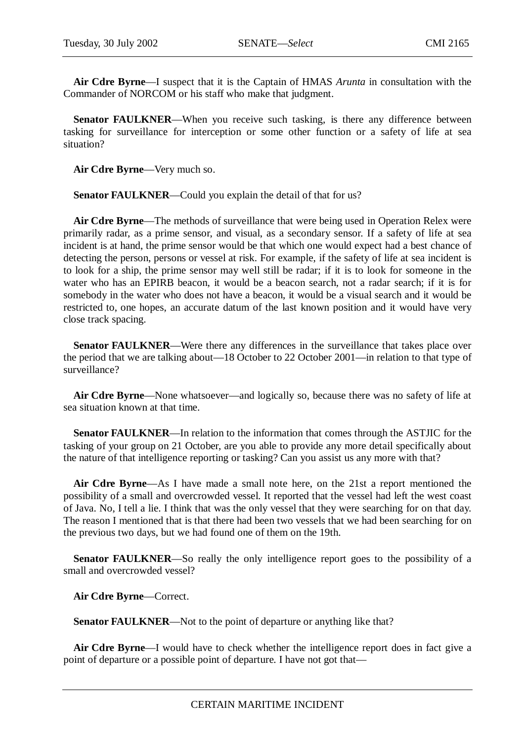**Air Cdre Byrne**—I suspect that it is the Captain of HMAS *Arunta* in consultation with the Commander of NORCOM or his staff who make that judgment.

**Senator FAULKNER**—When you receive such tasking, is there any difference between tasking for surveillance for interception or some other function or a safety of life at sea situation?

**Air Cdre Byrne**—Very much so.

**Senator FAULKNER**—Could you explain the detail of that for us?

**Air Cdre Byrne**—The methods of surveillance that were being used in Operation Relex were primarily radar, as a prime sensor, and visual, as a secondary sensor. If a safety of life at sea incident is at hand, the prime sensor would be that which one would expect had a best chance of detecting the person, persons or vessel at risk. For example, if the safety of life at sea incident is to look for a ship, the prime sensor may well still be radar; if it is to look for someone in the water who has an EPIRB beacon, it would be a beacon search, not a radar search; if it is for somebody in the water who does not have a beacon, it would be a visual search and it would be restricted to, one hopes, an accurate datum of the last known position and it would have very close track spacing.

**Senator FAULKNER**—Were there any differences in the surveillance that takes place over the period that we are talking about—18 October to 22 October 2001—in relation to that type of surveillance?

**Air Cdre Byrne**—None whatsoever—and logically so, because there was no safety of life at sea situation known at that time.

**Senator FAULKNER**—In relation to the information that comes through the ASTJIC for the tasking of your group on 21 October, are you able to provide any more detail specifically about the nature of that intelligence reporting or tasking? Can you assist us any more with that?

**Air Cdre Byrne**—As I have made a small note here, on the 21st a report mentioned the possibility of a small and overcrowded vessel. It reported that the vessel had left the west coast of Java. No, I tell a lie. I think that was the only vessel that they were searching for on that day. The reason I mentioned that is that there had been two vessels that we had been searching for on the previous two days, but we had found one of them on the 19th.

**Senator FAULKNER**—So really the only intelligence report goes to the possibility of a small and overcrowded vessel?

**Air Cdre Byrne**—Correct.

**Senator FAULKNER**—Not to the point of departure or anything like that?

**Air Cdre Byrne**—I would have to check whether the intelligence report does in fact give a point of departure or a possible point of departure. I have not got that—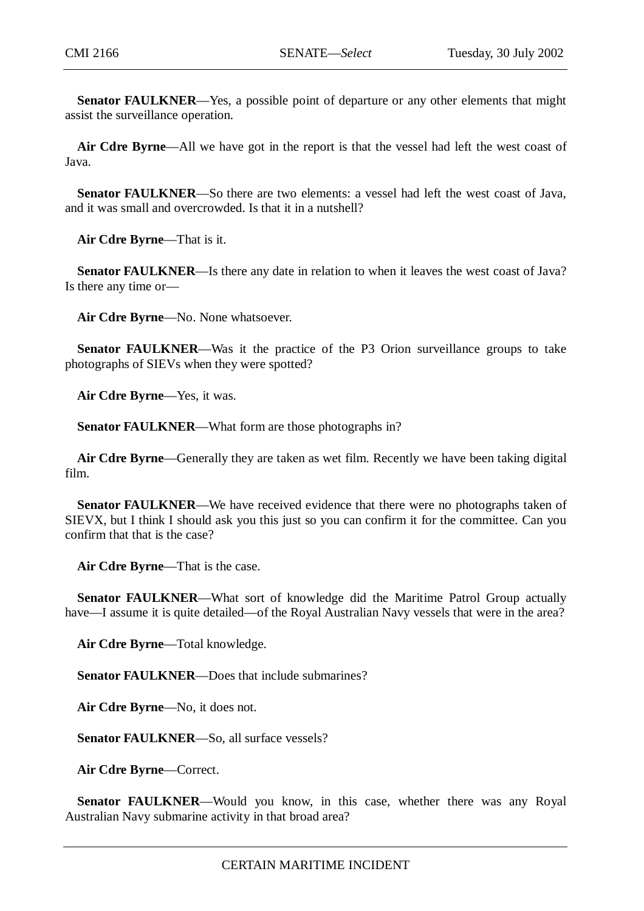**Senator FAULKNER**—Yes, a possible point of departure or any other elements that might assist the surveillance operation.

**Air Cdre Byrne**—All we have got in the report is that the vessel had left the west coast of Java.

**Senator FAULKNER**—So there are two elements: a vessel had left the west coast of Java, and it was small and overcrowded. Is that it in a nutshell?

**Air Cdre Byrne**—That is it.

**Senator FAULKNER**—Is there any date in relation to when it leaves the west coast of Java? Is there any time or—

**Air Cdre Byrne**—No. None whatsoever.

**Senator FAULKNER**—Was it the practice of the P3 Orion surveillance groups to take photographs of SIEVs when they were spotted?

**Air Cdre Byrne**—Yes, it was.

**Senator FAULKNER**—What form are those photographs in?

**Air Cdre Byrne**—Generally they are taken as wet film. Recently we have been taking digital film.

**Senator FAULKNER**—We have received evidence that there were no photographs taken of SIEVX, but I think I should ask you this just so you can confirm it for the committee. Can you confirm that that is the case?

**Air Cdre Byrne**—That is the case.

**Senator FAULKNER**—What sort of knowledge did the Maritime Patrol Group actually have—I assume it is quite detailed—of the Royal Australian Navy vessels that were in the area?

**Air Cdre Byrne**—Total knowledge.

**Senator FAULKNER**—Does that include submarines?

**Air Cdre Byrne**—No, it does not.

**Senator FAULKNER**—So, all surface vessels?

**Air Cdre Byrne**—Correct.

**Senator FAULKNER**—Would you know, in this case, whether there was any Royal Australian Navy submarine activity in that broad area?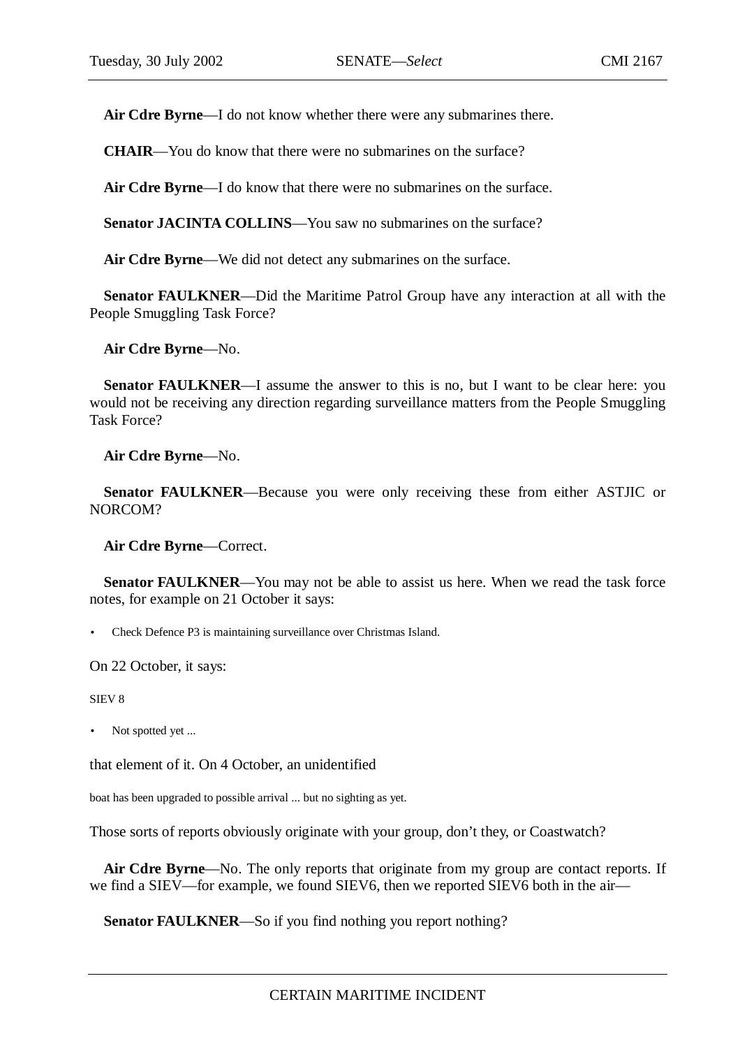**Air Cdre Byrne**—I do not know whether there were any submarines there.

**CHAIR**—You do know that there were no submarines on the surface?

**Air Cdre Byrne**—I do know that there were no submarines on the surface.

**Senator JACINTA COLLINS**—You saw no submarines on the surface?

**Air Cdre Byrne**—We did not detect any submarines on the surface.

**Senator FAULKNER**—Did the Maritime Patrol Group have any interaction at all with the People Smuggling Task Force?

**Air Cdre Byrne**—No.

**Senator FAULKNER**—I assume the answer to this is no, but I want to be clear here: you would not be receiving any direction regarding surveillance matters from the People Smuggling Task Force?

**Air Cdre Byrne**—No.

**Senator FAULKNER**—Because you were only receiving these from either ASTJIC or NORCOM?

**Air Cdre Byrne**—Correct.

**Senator FAULKNER**—You may not be able to assist us here. When we read the task force notes, for example on 21 October it says:

- Check Defence P3 is maintaining surveillance over Christmas Island.

On 22 October, it says:

SIEV 8

- Not spotted yet ...

that element of it. On 4 October, an unidentified

boat has been upgraded to possible arrival ... but no sighting as yet.

Those sorts of reports obviously originate with your group, don't they, or Coastwatch?

**Air Cdre Byrne**—No. The only reports that originate from my group are contact reports. If we find a SIEV—for example, we found SIEV6, then we reported SIEV6 both in the air—

**Senator FAULKNER**—So if you find nothing you report nothing?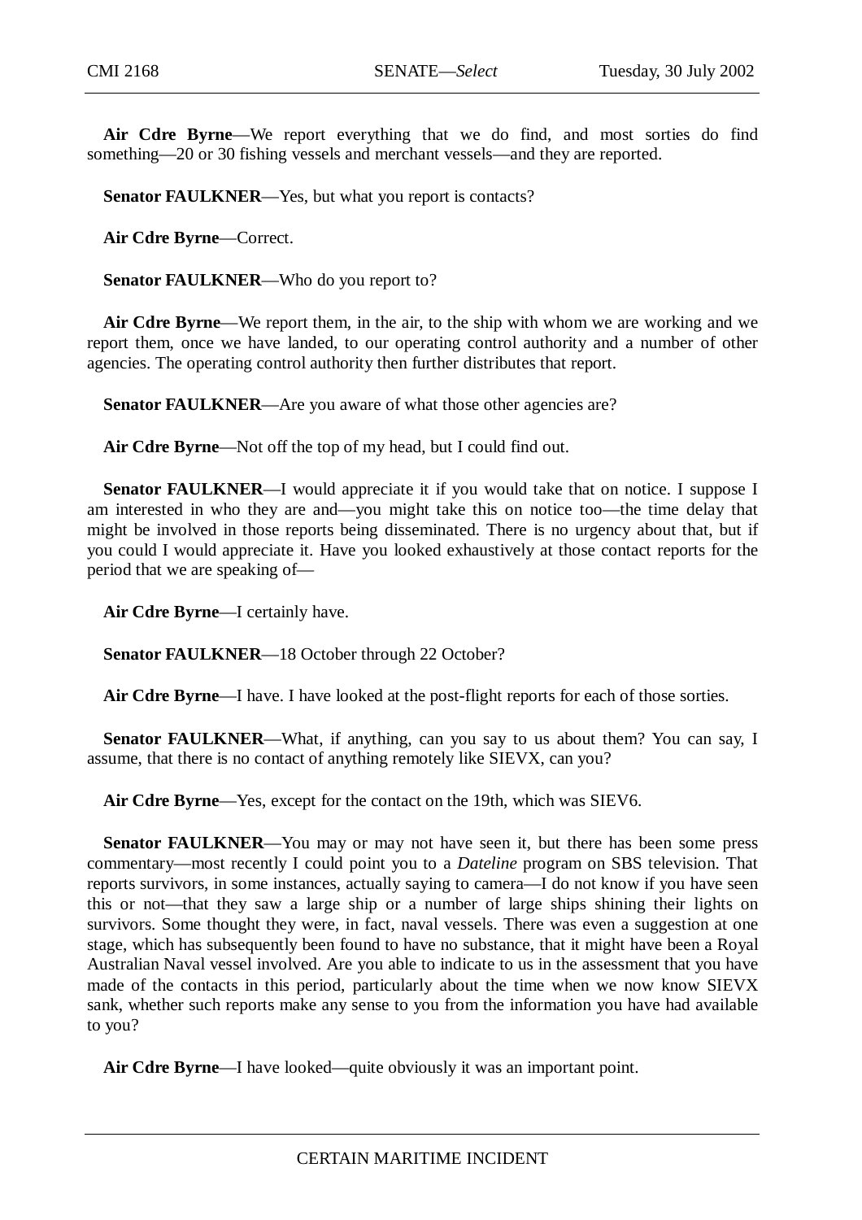**Air Cdre Byrne**—We report everything that we do find, and most sorties do find something—20 or 30 fishing vessels and merchant vessels—and they are reported.

**Senator FAULKNER**—Yes, but what you report is contacts?

**Air Cdre Byrne**—Correct.

**Senator FAULKNER**—Who do you report to?

**Air Cdre Byrne**—We report them, in the air, to the ship with whom we are working and we report them, once we have landed, to our operating control authority and a number of other agencies. The operating control authority then further distributes that report.

**Senator FAULKNER**—Are you aware of what those other agencies are?

**Air Cdre Byrne**—Not off the top of my head, but I could find out.

**Senator FAULKNER**—I would appreciate it if you would take that on notice. I suppose I am interested in who they are and—you might take this on notice too—the time delay that might be involved in those reports being disseminated. There is no urgency about that, but if you could I would appreciate it. Have you looked exhaustively at those contact reports for the period that we are speaking of—

**Air Cdre Byrne**—I certainly have.

**Senator FAULKNER**—18 October through 22 October?

**Air Cdre Byrne**—I have. I have looked at the post-flight reports for each of those sorties.

**Senator FAULKNER**—What, if anything, can you say to us about them? You can say, I assume, that there is no contact of anything remotely like SIEVX, can you?

**Air Cdre Byrne**—Yes, except for the contact on the 19th, which was SIEV6.

**Senator FAULKNER**—You may or may not have seen it, but there has been some press commentary—most recently I could point you to a *Dateline* program on SBS television. That reports survivors, in some instances, actually saying to camera—I do not know if you have seen this or not—that they saw a large ship or a number of large ships shining their lights on survivors. Some thought they were, in fact, naval vessels. There was even a suggestion at one stage, which has subsequently been found to have no substance, that it might have been a Royal Australian Naval vessel involved. Are you able to indicate to us in the assessment that you have made of the contacts in this period, particularly about the time when we now know SIEVX sank, whether such reports make any sense to you from the information you have had available to you?

**Air Cdre Byrne**—I have looked—quite obviously it was an important point.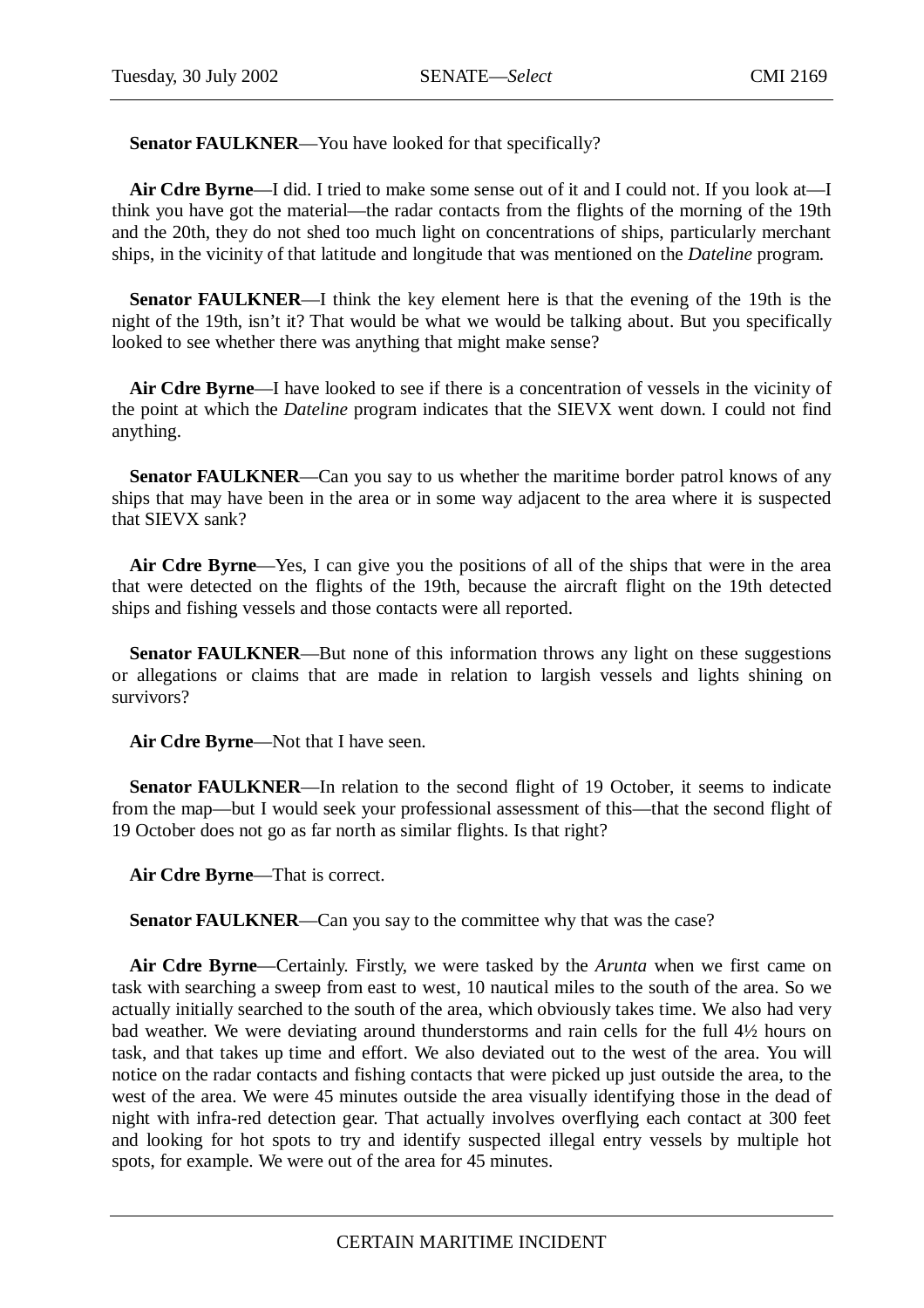**Senator FAULKNER**—You have looked for that specifically?

**Air Cdre Byrne**—I did. I tried to make some sense out of it and I could not. If you look at—I think you have got the material—the radar contacts from the flights of the morning of the 19th and the 20th, they do not shed too much light on concentrations of ships, particularly merchant ships, in the vicinity of that latitude and longitude that was mentioned on the *Dateline* program.

**Senator FAULKNER**—I think the key element here is that the evening of the 19th is the night of the 19th, isn't it? That would be what we would be talking about. But you specifically looked to see whether there was anything that might make sense?

**Air Cdre Byrne**—I have looked to see if there is a concentration of vessels in the vicinity of the point at which the *Dateline* program indicates that the SIEVX went down. I could not find anything.

**Senator FAULKNER**—Can you say to us whether the maritime border patrol knows of any ships that may have been in the area or in some way adjacent to the area where it is suspected that SIEVX sank?

**Air Cdre Byrne**—Yes, I can give you the positions of all of the ships that were in the area that were detected on the flights of the 19th, because the aircraft flight on the 19th detected ships and fishing vessels and those contacts were all reported.

**Senator FAULKNER**—But none of this information throws any light on these suggestions or allegations or claims that are made in relation to largish vessels and lights shining on survivors?

**Air Cdre Byrne**—Not that I have seen.

**Senator FAULKNER**—In relation to the second flight of 19 October, it seems to indicate from the map—but I would seek your professional assessment of this—that the second flight of 19 October does not go as far north as similar flights. Is that right?

**Air Cdre Byrne**—That is correct.

**Senator FAULKNER**—Can you say to the committee why that was the case?

**Air Cdre Byrne**—Certainly. Firstly, we were tasked by the *Arunta* when we first came on task with searching a sweep from east to west, 10 nautical miles to the south of the area. So we actually initially searched to the south of the area, which obviously takes time. We also had very bad weather. We were deviating around thunderstorms and rain cells for the full 4½ hours on task, and that takes up time and effort. We also deviated out to the west of the area. You will notice on the radar contacts and fishing contacts that were picked up just outside the area, to the west of the area. We were 45 minutes outside the area visually identifying those in the dead of night with infra-red detection gear. That actually involves overflying each contact at 300 feet and looking for hot spots to try and identify suspected illegal entry vessels by multiple hot spots, for example. We were out of the area for 45 minutes.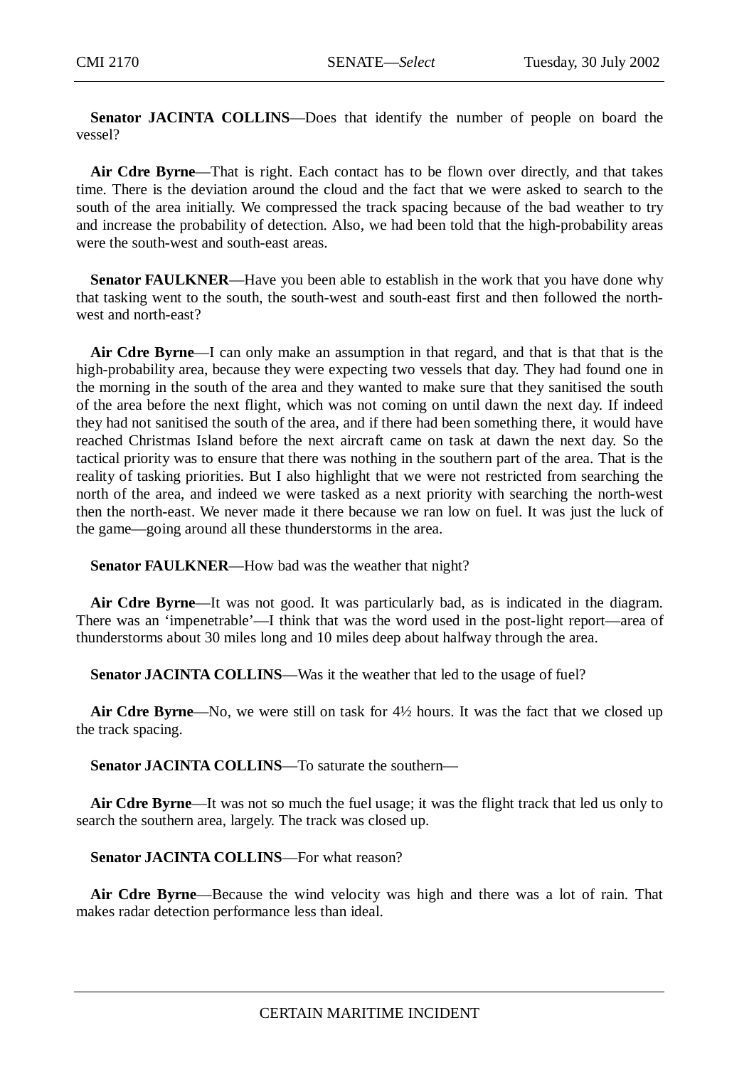**Senator JACINTA COLLINS**—Does that identify the number of people on board the vessel?

**Air Cdre Byrne**—That is right. Each contact has to be flown over directly, and that takes time. There is the deviation around the cloud and the fact that we were asked to search to the south of the area initially. We compressed the track spacing because of the bad weather to try and increase the probability of detection. Also, we had been told that the high-probability areas were the south-west and south-east areas.

**Senator FAULKNER**—Have you been able to establish in the work that you have done why that tasking went to the south, the south-west and south-east first and then followed the north-west and north-east?

**Air Cdre Byrne**—I can only make an assumption in that regard, and that is that that is the high-probability area, because they were expecting two vessels that day. They had found one in the morning in the south of the area and they wanted to make sure that they sanitised the south of the area before the next flight, which was not coming on until dawn the next day. If indeed they had not sanitised the south of the area, and if there had been something there, it would have reached Christmas Island before the next aircraft came on task at dawn the next day. So the tactical priority was to ensure that there was nothing in the southern part of the area. That is the reality of tasking priorities. But I also highlight that we were not restricted from searching the north of the area, and indeed we were tasked as a next priority with searching the north-west then the north-east. We never made it there because we ran low on fuel. It was just the luck of the game—going around all these thunderstorms in the area.

**Senator FAULKNER**—How bad was the weather that night?

**Air Cdre Byrne**—It was not good. It was particularly bad, as is indicated in the diagram. There was an 'impenetrable'—I think that was the word used in the post-light report—area of thunderstorms about 30 miles long and 10 miles deep about halfway through the area.

**Senator JACINTA COLLINS**—Was it the weather that led to the usage of fuel?

**Air Cdre Byrne**—No, we were still on task for 4½ hours. It was the fact that we closed up the track spacing.

**Senator JACINTA COLLINS**—To saturate the southern—

**Air Cdre Byrne**—It was not so much the fuel usage; it was the flight track that led us only to search the southern area, largely. The track was closed up.

**Senator JACINTA COLLINS**—For what reason?

**Air Cdre Byrne**—Because the wind velocity was high and there was a lot of rain. That makes radar detection performance less than ideal.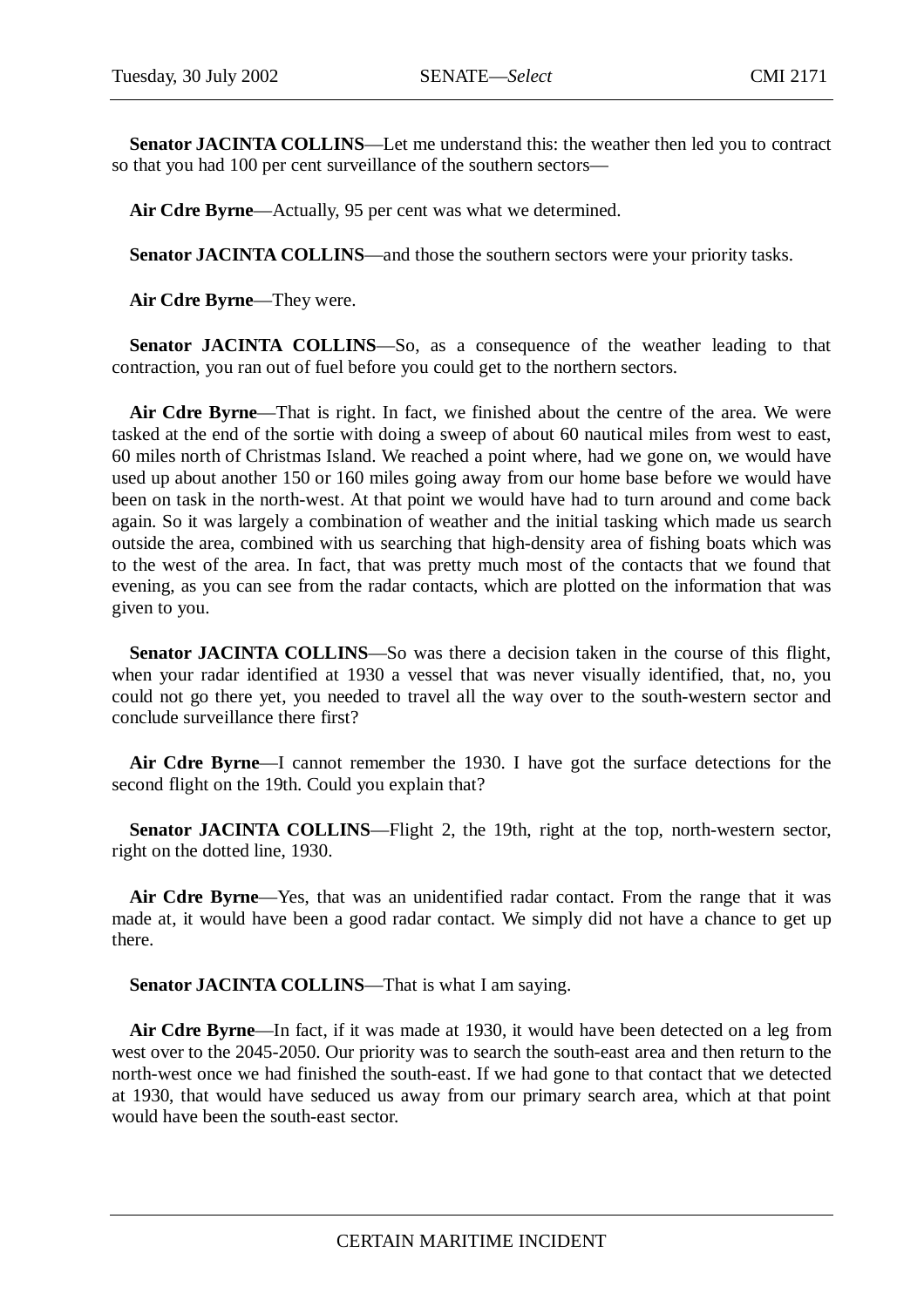**Senator JACINTA COLLINS**—Let me understand this: the weather then led you to contract so that you had 100 per cent surveillance of the southern sectors—

**Air Cdre Byrne**—Actually, 95 per cent was what we determined.

**Senator JACINTA COLLINS**—and those the southern sectors were your priority tasks.

**Air Cdre Byrne**—They were.

**Senator JACINTA COLLINS**—So, as a consequence of the weather leading to that contraction, you ran out of fuel before you could get to the northern sectors.

**Air Cdre Byrne**—That is right. In fact, we finished about the centre of the area. We were tasked at the end of the sortie with doing a sweep of about 60 nautical miles from west to east, 60 miles north of Christmas Island. We reached a point where, had we gone on, we would have used up about another 150 or 160 miles going away from our home base before we would have been on task in the north-west. At that point we would have had to turn around and come back again. So it was largely a combination of weather and the initial tasking which made us search outside the area, combined with us searching that high-density area of fishing boats which was to the west of the area. In fact, that was pretty much most of the contacts that we found that evening, as you can see from the radar contacts, which are plotted on the information that was given to you.

**Senator JACINTA COLLINS**—So was there a decision taken in the course of this flight, when your radar identified at 1930 a vessel that was never visually identified, that, no, you could not go there yet, you needed to travel all the way over to the south-western sector and conclude surveillance there first?

**Air Cdre Byrne**—I cannot remember the 1930. I have got the surface detections for the second flight on the 19th. Could you explain that?

**Senator JACINTA COLLINS**—Flight 2, the 19th, right at the top, north-western sector, right on the dotted line, 1930.

**Air Cdre Byrne**—Yes, that was an unidentified radar contact. From the range that it was made at, it would have been a good radar contact. We simply did not have a chance to get up there.

**Senator JACINTA COLLINS**—That is what I am saying.

**Air Cdre Byrne**—In fact, if it was made at 1930, it would have been detected on a leg from west over to the 2045-2050. Our priority was to search the south-east area and then return to the north-west once we had finished the south-east. If we had gone to that contact that we detected at 1930, that would have seduced us away from our primary search area, which at that point would have been the south-east sector.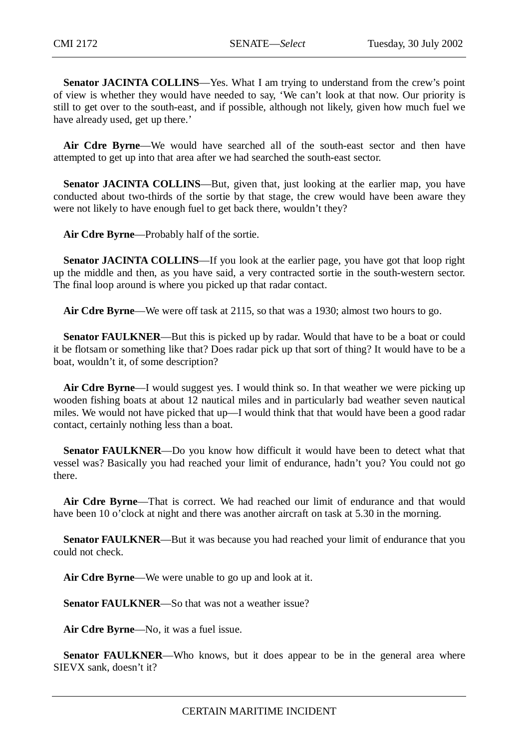**Senator JACINTA COLLINS**—Yes. What I am trying to understand from the crew's point of view is whether they would have needed to say, 'We can't look at that now. Our priority is still to get over to the south-east, and if possible, although not likely, given how much fuel we have already used, get up there.'

**Air Cdre Byrne**—We would have searched all of the south-east sector and then have attempted to get up into that area after we had searched the south-east sector.

**Senator JACINTA COLLINS**—But, given that, just looking at the earlier map, you have conducted about two-thirds of the sortie by that stage, the crew would have been aware they were not likely to have enough fuel to get back there, wouldn't they?

**Air Cdre Byrne**—Probably half of the sortie.

**Senator JACINTA COLLINS**—If you look at the earlier page, you have got that loop right up the middle and then, as you have said, a very contracted sortie in the south-western sector. The final loop around is where you picked up that radar contact.

**Air Cdre Byrne**—We were off task at 2115, so that was a 1930; almost two hours to go.

**Senator FAULKNER**—But this is picked up by radar. Would that have to be a boat or could it be flotsam or something like that? Does radar pick up that sort of thing? It would have to be a boat, wouldn't it, of some description?

**Air Cdre Byrne**—I would suggest yes. I would think so. In that weather we were picking up wooden fishing boats at about 12 nautical miles and in particularly bad weather seven nautical miles. We would not have picked that up—I would think that that would have been a good radar contact, certainly nothing less than a boat.

**Senator FAULKNER**—Do you know how difficult it would have been to detect what that vessel was? Basically you had reached your limit of endurance, hadn't you? You could not go there.

**Air Cdre Byrne**—That is correct. We had reached our limit of endurance and that would have been 10 o'clock at night and there was another aircraft on task at 5.30 in the morning.

**Senator FAULKNER**—But it was because you had reached your limit of endurance that you could not check.

**Air Cdre Byrne**—We were unable to go up and look at it.

**Senator FAULKNER**—So that was not a weather issue?

**Air Cdre Byrne**—No, it was a fuel issue.

**Senator FAULKNER**—Who knows, but it does appear to be in the general area where SIEVX sank, doesn't it?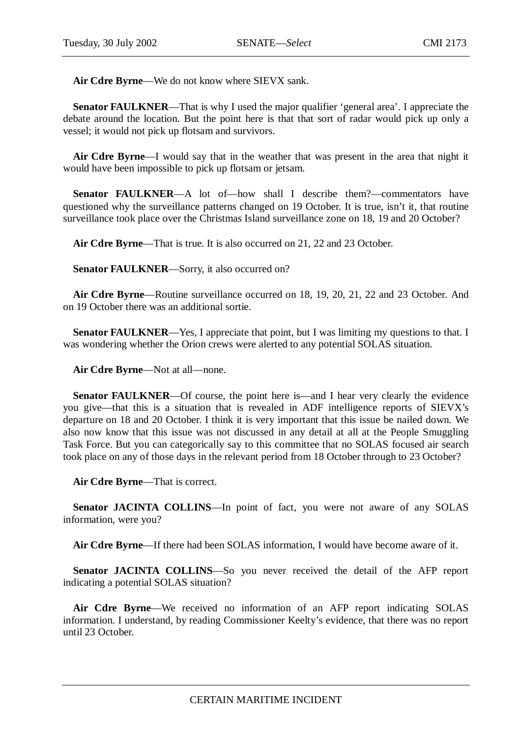**Air Cdre Byrne**—We do not know where SIEVX sank.

**Senator FAULKNER**—That is why I used the major qualifier 'general area'. I appreciate the debate around the location. But the point here is that that sort of radar would pick up only a vessel; it would not pick up flotsam and survivors.

**Air Cdre Byrne**—I would say that in the weather that was present in the area that night it would have been impossible to pick up flotsam or jetsam.

**Senator FAULKNER**—A lot of—how shall I describe them?—commentators have questioned why the surveillance patterns changed on 19 October. It is true, isn't it, that routine surveillance took place over the Christmas Island surveillance zone on 18, 19 and 20 October?

**Air Cdre Byrne**—That is true. It is also occurred on 21, 22 and 23 October.

**Senator FAULKNER**—Sorry, it also occurred on?

**Air Cdre Byrne**—Routine surveillance occurred on 18, 19, 20, 21, 22 and 23 October. And on 19 October there was an additional sortie.

**Senator FAULKNER**—Yes, I appreciate that point, but I was limiting my questions to that. I was wondering whether the Orion crews were alerted to any potential SOLAS situation.

**Air Cdre Byrne**—Not at all—none.

**Senator FAULKNER**—Of course, the point here is—and I hear very clearly the evidence you give—that this is a situation that is revealed in ADF intelligence reports of SIEVX's departure on 18 and 20 October. I think it is very important that this issue be nailed down. We also now know that this issue was not discussed in any detail at all at the People Smuggling Task Force. But you can categorically say to this committee that no SOLAS focused air search took place on any of those days in the relevant period from 18 October through to 23 October?

**Air Cdre Byrne**—That is correct.

**Senator JACINTA COLLINS**—In point of fact, you were not aware of any SOLAS information, were you?

**Air Cdre Byrne**—If there had been SOLAS information, I would have become aware of it.

**Senator JACINTA COLLINS**—So you never received the detail of the AFP report indicating a potential SOLAS situation?

**Air Cdre Byrne**—We received no information of an AFP report indicating SOLAS information. I understand, by reading Commissioner Keelty's evidence, that there was no report until 23 October.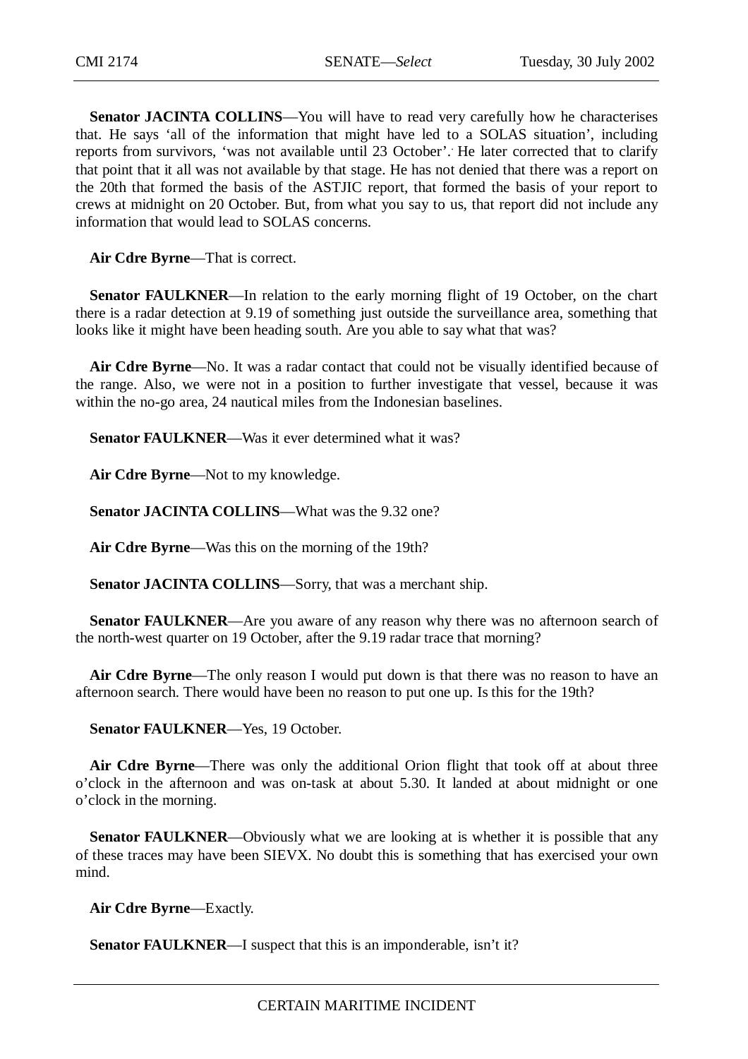**Senator JACINTA COLLINS**—You will have to read very carefully how he characterises that. He says 'all of the information that might have led to a SOLAS situation', including reports from survivors, 'was not available until 23 October'. He later corrected that to clarify that point that it all was not available by that stage. He has not denied that there was a report on the 20th that formed the basis of the ASTJIC report, that formed the basis of your report to crews at midnight on 20 October. But, from what you say to us, that report did not include any information that would lead to SOLAS concerns.

**Air Cdre Byrne**—That is correct.

**Senator FAULKNER**—In relation to the early morning flight of 19 October, on the chart there is a radar detection at 9.19 of something just outside the surveillance area, something that looks like it might have been heading south. Are you able to say what that was?

**Air Cdre Byrne**—No. It was a radar contact that could not be visually identified because of the range. Also, we were not in a position to further investigate that vessel, because it was within the no-go area, 24 nautical miles from the Indonesian baselines.

**Senator FAULKNER**—Was it ever determined what it was?

**Air Cdre Byrne**—Not to my knowledge.

**Senator JACINTA COLLINS**—What was the 9.32 one?

**Air Cdre Byrne**—Was this on the morning of the 19th?

**Senator JACINTA COLLINS**—Sorry, that was a merchant ship.

**Senator FAULKNER**—Are you aware of any reason why there was no afternoon search of the north-west quarter on 19 October, after the 9.19 radar trace that morning?

**Air Cdre Byrne**—The only reason I would put down is that there was no reason to have an afternoon search. There would have been no reason to put one up. Is this for the 19th?

**Senator FAULKNER**—Yes, 19 October.

**Air Cdre Byrne**—There was only the additional Orion flight that took off at about three o'clock in the afternoon and was on-task at about 5.30. It landed at about midnight or one o'clock in the morning.

**Senator FAULKNER**—Obviously what we are looking at is whether it is possible that any of these traces may have been SIEVX. No doubt this is something that has exercised your own mind.

**Air Cdre Byrne**—Exactly.

**Senator FAULKNER**—I suspect that this is an imponderable, isn't it?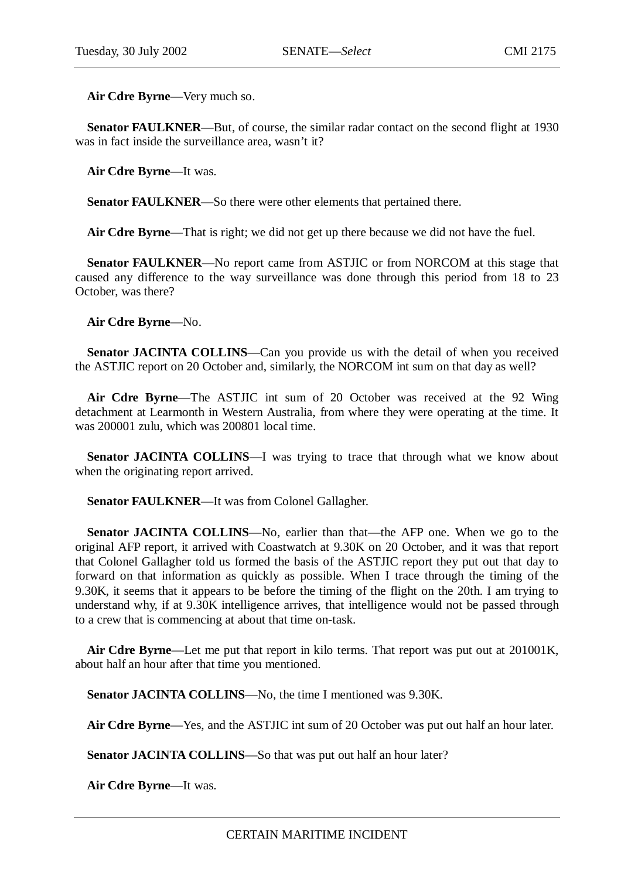**Air Cdre Byrne**—Very much so.

**Senator FAULKNER**—But, of course, the similar radar contact on the second flight at 1930 was in fact inside the surveillance area, wasn't it?

**Air Cdre Byrne**—It was.

**Senator FAULKNER**—So there were other elements that pertained there.

**Air Cdre Byrne**—That is right; we did not get up there because we did not have the fuel.

**Senator FAULKNER**—No report came from ASTJIC or from NORCOM at this stage that caused any difference to the way surveillance was done through this period from 18 to 23 October, was there?

**Air Cdre Byrne**—No.

**Senator JACINTA COLLINS**—Can you provide us with the detail of when you received the ASTJIC report on 20 October and, similarly, the NORCOM int sum on that day as well?

**Air Cdre Byrne**—The ASTJIC int sum of 20 October was received at the 92 Wing detachment at Learmonth in Western Australia, from where they were operating at the time. It was 200001 zulu, which was 200801 local time.

**Senator JACINTA COLLINS**—I was trying to trace that through what we know about when the originating report arrived.

**Senator FAULKNER**—It was from Colonel Gallagher.

**Senator JACINTA COLLINS**—No, earlier than that—the AFP one. When we go to the original AFP report, it arrived with Coastwatch at 9.30K on 20 October, and it was that report that Colonel Gallagher told us formed the basis of the ASTJIC report they put out that day to forward on that information as quickly as possible. When I trace through the timing of the 9.30K, it seems that it appears to be before the timing of the flight on the 20th. I am trying to understand why, if at 9.30K intelligence arrives, that intelligence would not be passed through to a crew that is commencing at about that time on-task.

**Air Cdre Byrne**—Let me put that report in kilo terms. That report was put out at 201001K, about half an hour after that time you mentioned.

**Senator JACINTA COLLINS**—No, the time I mentioned was 9.30K.

**Air Cdre Byrne**—Yes, and the ASTJIC int sum of 20 October was put out half an hour later.

**Senator JACINTA COLLINS**—So that was put out half an hour later?

**Air Cdre Byrne**—It was.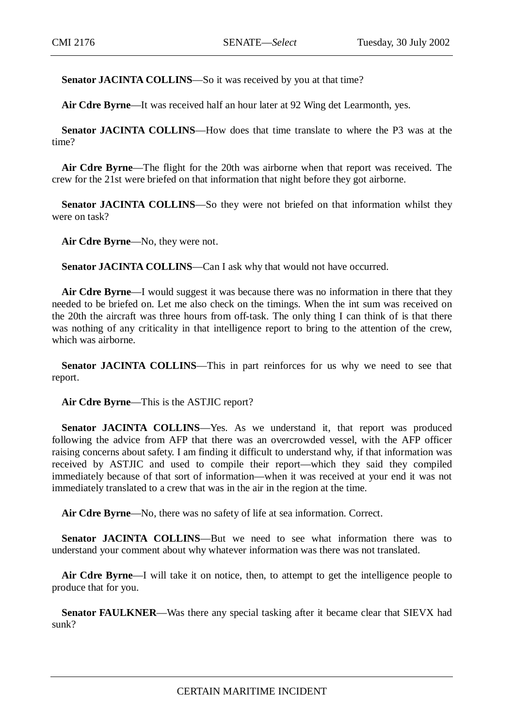**Senator JACINTA COLLINS**—So it was received by you at that time?

**Air Cdre Byrne**—It was received half an hour later at 92 Wing det Learmonth, yes.

**Senator JACINTA COLLINS**—How does that time translate to where the P3 was at the time?

**Air Cdre Byrne**—The flight for the 20th was airborne when that report was received. The crew for the 21st were briefed on that information that night before they got airborne.

**Senator JACINTA COLLINS**—So they were not briefed on that information whilst they were on task?

**Air Cdre Byrne**—No, they were not.

**Senator JACINTA COLLINS**—Can I ask why that would not have occurred.

**Air Cdre Byrne**—I would suggest it was because there was no information in there that they needed to be briefed on. Let me also check on the timings. When the int sum was received on the 20th the aircraft was three hours from off-task. The only thing I can think of is that there was nothing of any criticality in that intelligence report to bring to the attention of the crew, which was airborne.

**Senator JACINTA COLLINS**—This in part reinforces for us why we need to see that report.

**Air Cdre Byrne**—This is the ASTJIC report?

**Senator JACINTA COLLINS**—Yes. As we understand it, that report was produced following the advice from AFP that there was an overcrowded vessel, with the AFP officer raising concerns about safety. I am finding it difficult to understand why, if that information was received by ASTJIC and used to compile their report—which they said they compiled immediately because of that sort of information—when it was received at your end it was not immediately translated to a crew that was in the air in the region at the time.

**Air Cdre Byrne**—No, there was no safety of life at sea information. Correct.

**Senator JACINTA COLLINS**—But we need to see what information there was to understand your comment about why whatever information was there was not translated.

**Air Cdre Byrne**—I will take it on notice, then, to attempt to get the intelligence people to produce that for you.

**Senator FAULKNER**—Was there any special tasking after it became clear that SIEVX had sunk?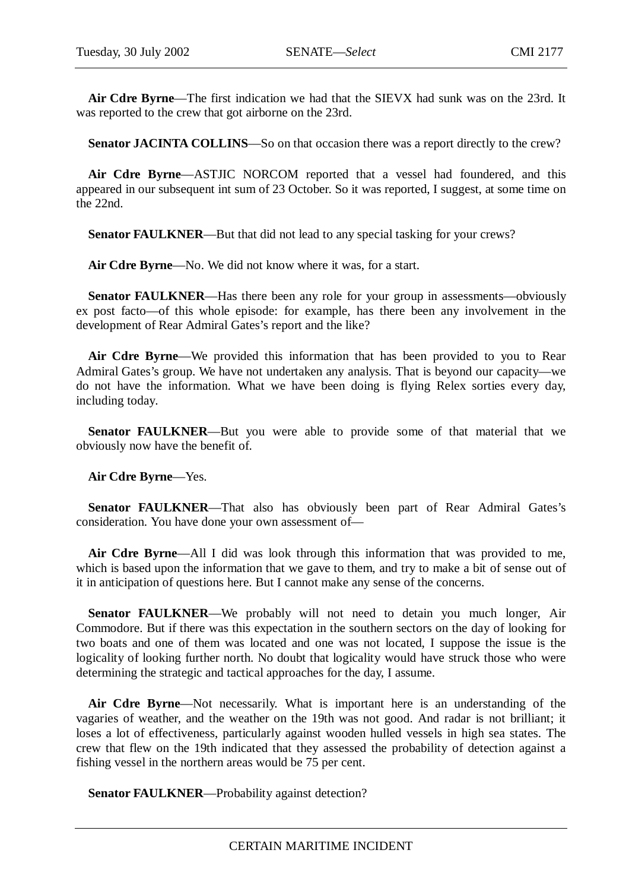**Air Cdre Byrne**—The first indication we had that the SIEVX had sunk was on the 23rd. It was reported to the crew that got airborne on the 23rd.

**Senator JACINTA COLLINS**—So on that occasion there was a report directly to the crew?

**Air Cdre Byrne**—ASTJIC NORCOM reported that a vessel had foundered, and this appeared in our subsequent int sum of 23 October. So it was reported, I suggest, at some time on the 22nd.

**Senator FAULKNER**—But that did not lead to any special tasking for your crews?

**Air Cdre Byrne**—No. We did not know where it was, for a start.

**Senator FAULKNER**—Has there been any role for your group in assessments—obviously ex post facto—of this whole episode: for example, has there been any involvement in the development of Rear Admiral Gates's report and the like?

**Air Cdre Byrne**—We provided this information that has been provided to you to Rear Admiral Gates's group. We have not undertaken any analysis. That is beyond our capacity—we do not have the information. What we have been doing is flying Relex sorties every day, including today.

**Senator FAULKNER**—But you were able to provide some of that material that we obviously now have the benefit of.

**Air Cdre Byrne**—Yes.

**Senator FAULKNER**—That also has obviously been part of Rear Admiral Gates's consideration. You have done your own assessment of—

**Air Cdre Byrne**—All I did was look through this information that was provided to me, which is based upon the information that we gave to them, and try to make a bit of sense out of it in anticipation of questions here. But I cannot make any sense of the concerns.

**Senator FAULKNER**—We probably will not need to detain you much longer, Air Commodore. But if there was this expectation in the southern sectors on the day of looking for two boats and one of them was located and one was not located, I suppose the issue is the logicality of looking further north. No doubt that logicality would have struck those who were determining the strategic and tactical approaches for the day, I assume.

**Air Cdre Byrne**—Not necessarily. What is important here is an understanding of the vagaries of weather, and the weather on the 19th was not good. And radar is not brilliant; it loses a lot of effectiveness, particularly against wooden hulled vessels in high sea states. The crew that flew on the 19th indicated that they assessed the probability of detection against a fishing vessel in the northern areas would be 75 per cent.

**Senator FAULKNER**—Probability against detection?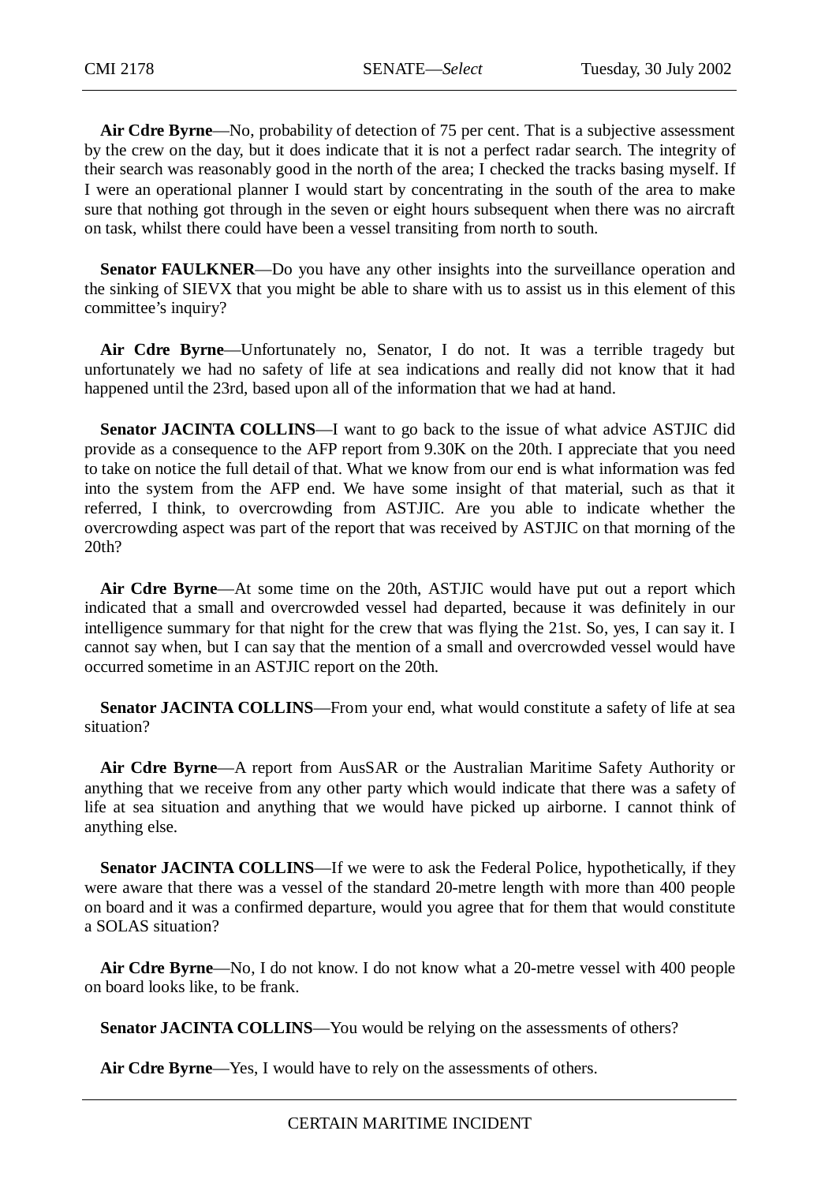**Air Cdre Byrne**—No, probability of detection of 75 per cent. That is a subjective assessment by the crew on the day, but it does indicate that it is not a perfect radar search. The integrity of their search was reasonably good in the north of the area; I checked the tracks basing myself. If I were an operational planner I would start by concentrating in the south of the area to make sure that nothing got through in the seven or eight hours subsequent when there was no aircraft on task, whilst there could have been a vessel transiting from north to south.

**Senator FAULKNER**—Do you have any other insights into the surveillance operation and the sinking of SIEVX that you might be able to share with us to assist us in this element of this committee's inquiry?

**Air Cdre Byrne**—Unfortunately no, Senator, I do not. It was a terrible tragedy but unfortunately we had no safety of life at sea indications and really did not know that it had happened until the 23rd, based upon all of the information that we had at hand.

**Senator JACINTA COLLINS**—I want to go back to the issue of what advice ASTJIC did provide as a consequence to the AFP report from 9.30K on the 20th. I appreciate that you need to take on notice the full detail of that. What we know from our end is what information was fed into the system from the AFP end. We have some insight of that material, such as that it referred, I think, to overcrowding from ASTJIC. Are you able to indicate whether the overcrowding aspect was part of the report that was received by ASTJIC on that morning of the 20th?

**Air Cdre Byrne**—At some time on the 20th, ASTJIC would have put out a report which indicated that a small and overcrowded vessel had departed, because it was definitely in our intelligence summary for that night for the crew that was flying the 21st. So, yes, I can say it. I cannot say when, but I can say that the mention of a small and overcrowded vessel would have occurred sometime in an ASTJIC report on the 20th.

**Senator JACINTA COLLINS**—From your end, what would constitute a safety of life at sea situation?

**Air Cdre Byrne**—A report from AusSAR or the Australian Maritime Safety Authority or anything that we receive from any other party which would indicate that there was a safety of life at sea situation and anything that we would have picked up airborne. I cannot think of anything else.

**Senator JACINTA COLLINS**—If we were to ask the Federal Police, hypothetically, if they were aware that there was a vessel of the standard 20-metre length with more than 400 people on board and it was a confirmed departure, would you agree that for them that would constitute a SOLAS situation?

**Air Cdre Byrne**—No, I do not know. I do not know what a 20-metre vessel with 400 people on board looks like, to be frank.

**Senator JACINTA COLLINS**—You would be relying on the assessments of others?

**Air Cdre Byrne**—Yes, I would have to rely on the assessments of others.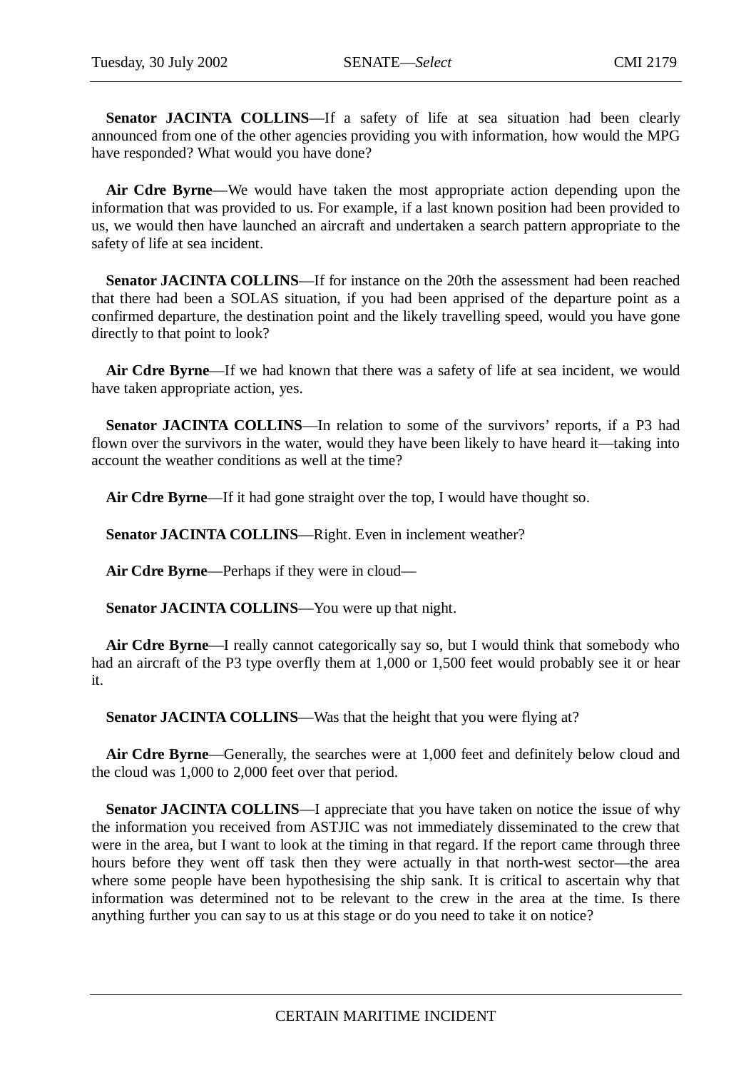**Senator JACINTA COLLINS**—If a safety of life at sea situation had been clearly announced from one of the other agencies providing you with information, how would the MPG have responded? What would you have done?

**Air Cdre Byrne**—We would have taken the most appropriate action depending upon the information that was provided to us. For example, if a last known position had been provided to us, we would then have launched an aircraft and undertaken a search pattern appropriate to the safety of life at sea incident.

**Senator JACINTA COLLINS**—If for instance on the 20th the assessment had been reached that there had been a SOLAS situation, if you had been apprised of the departure point as a confirmed departure, the destination point and the likely travelling speed, would you have gone directly to that point to look?

**Air Cdre Byrne**—If we had known that there was a safety of life at sea incident, we would have taken appropriate action, yes.

**Senator JACINTA COLLINS**—In relation to some of the survivors' reports, if a P3 had flown over the survivors in the water, would they have been likely to have heard it—taking into account the weather conditions as well at the time?

**Air Cdre Byrne**—If it had gone straight over the top, I would have thought so.

**Senator JACINTA COLLINS**—Right. Even in inclement weather?

**Air Cdre Byrne**—Perhaps if they were in cloud—

**Senator JACINTA COLLINS**—You were up that night.

**Air Cdre Byrne**—I really cannot categorically say so, but I would think that somebody who had an aircraft of the P3 type overfly them at 1,000 or 1,500 feet would probably see it or hear it.

**Senator JACINTA COLLINS**—Was that the height that you were flying at?

**Air Cdre Byrne**—Generally, the searches were at 1,000 feet and definitely below cloud and the cloud was 1,000 to 2,000 feet over that period.

**Senator JACINTA COLLINS**—I appreciate that you have taken on notice the issue of why the information you received from ASTJIC was not immediately disseminated to the crew that were in the area, but I want to look at the timing in that regard. If the report came through three hours before they went off task then they were actually in that north-west sector—the area where some people have been hypothesising the ship sank. It is critical to ascertain why that information was determined not to be relevant to the crew in the area at the time. Is there anything further you can say to us at this stage or do you need to take it on notice?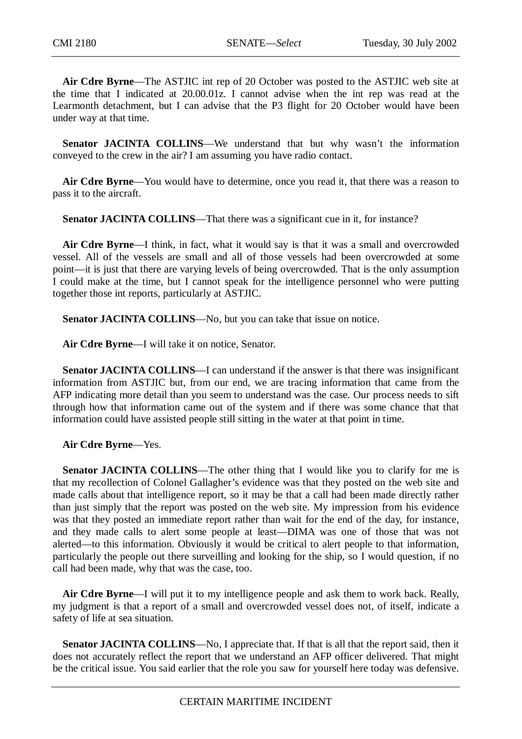**Air Cdre Byrne**—The ASTJIC int rep of 20 October was posted to the ASTJIC web site at the time that I indicated at 20.00.01z. I cannot advise when the int rep was read at the Learmonth detachment, but I can advise that the P3 flight for 20 October would have been under way at that time.

**Senator JACINTA COLLINS**—We understand that but why wasn't the information conveyed to the crew in the air? I am assuming you have radio contact.

**Air Cdre Byrne**—You would have to determine, once you read it, that there was a reason to pass it to the aircraft.

**Senator JACINTA COLLINS**—That there was a significant cue in it, for instance?

**Air Cdre Byrne**—I think, in fact, what it would say is that it was a small and overcrowded vessel. All of the vessels are small and all of those vessels had been overcrowded at some point—it is just that there are varying levels of being overcrowded. That is the only assumption I could make at the time, but I cannot speak for the intelligence personnel who were putting together those int reports, particularly at ASTJIC.

**Senator JACINTA COLLINS**—No, but you can take that issue on notice.

**Air Cdre Byrne**—I will take it on notice, Senator.

**Senator JACINTA COLLINS**—I can understand if the answer is that there was insignificant information from ASTJIC but, from our end, we are tracing information that came from the AFP indicating more detail than you seem to understand was the case. Our process needs to sift through how that information came out of the system and if there was some chance that that information could have assisted people still sitting in the water at that point in time.

**Air Cdre Byrne**—Yes.

**Senator JACINTA COLLINS**—The other thing that I would like you to clarify for me is that my recollection of Colonel Gallagher's evidence was that they posted on the web site and made calls about that intelligence report, so it may be that a call had been made directly rather than just simply that the report was posted on the web site. My impression from his evidence was that they posted an immediate report rather than wait for the end of the day, for instance, and they made calls to alert some people at least—DIMA was one of those that was not alerted—to this information. Obviously it would be critical to alert people to that information, particularly the people out there surveilling and looking for the ship, so I would question, if no call had been made, why that was the case, too.

**Air Cdre Byrne**—I will put it to my intelligence people and ask them to work back. Really, my judgment is that a report of a small and overcrowded vessel does not, of itself, indicate a safety of life at sea situation.

**Senator JACINTA COLLINS**—No, I appreciate that. If that is all that the report said, then it does not accurately reflect the report that we understand an AFP officer delivered. That might be the critical issue. You said earlier that the role you saw for yourself here today was defensive.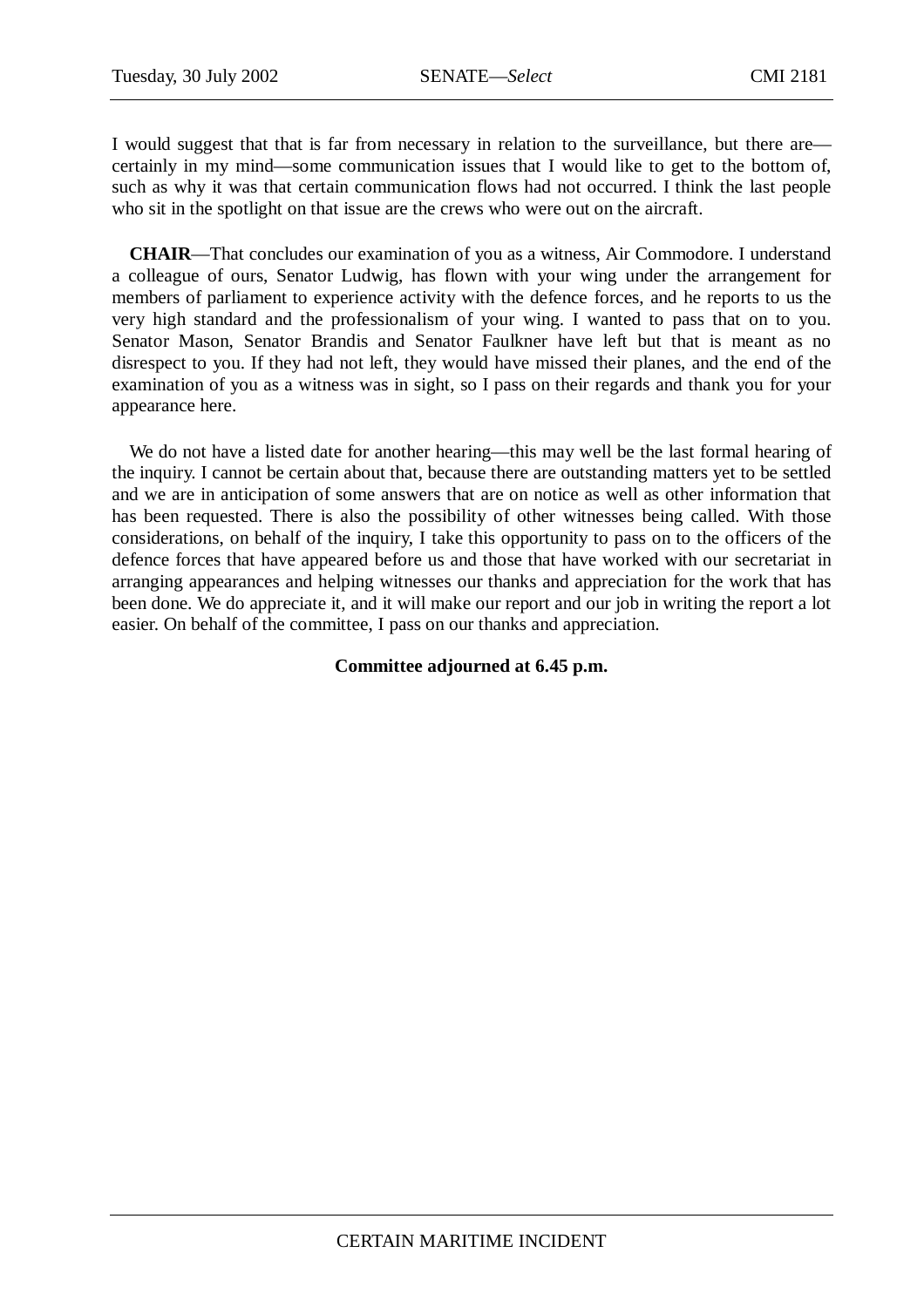I would suggest that that is far from necessary in relation to the surveillance, but there are—certainly in my mind—some communication issues that I would like to get to the bottom of, such as why it was that certain communication flows had not occurred. I think the last people who sit in the spotlight on that issue are the crews who were out on the aircraft.

**CHAIR**—That concludes our examination of you as a witness, Air Commodore. I understand a colleague of ours, Senator Ludwig, has flown with your wing under the arrangement for members of parliament to experience activity with the defence forces, and he reports to us the very high standard and the professionalism of your wing. I wanted to pass that on to you. Senator Mason, Senator Brandis and Senator Faulkner have left but that is meant as no disrespect to you. If they had not left, they would have missed their planes, and the end of the examination of you as a witness was in sight, so I pass on their regards and thank you for your appearance here.

We do not have a listed date for another hearing—this may well be the last formal hearing of the inquiry. I cannot be certain about that, because there are outstanding matters yet to be settled and we are in anticipation of some answers that are on notice as well as other information that has been requested. There is also the possibility of other witnesses being called. With those considerations, on behalf of the inquiry, I take this opportunity to pass on to the officers of the defence forces that have appeared before us and those that have worked with our secretariat in arranging appearances and helping witnesses our thanks and appreciation for the work that has been done. We do appreciate it, and it will make our report and our job in writing the report a lot easier. On behalf of the committee, I pass on our thanks and appreciation.

**Committee adjourned at 6.45 p.m.**